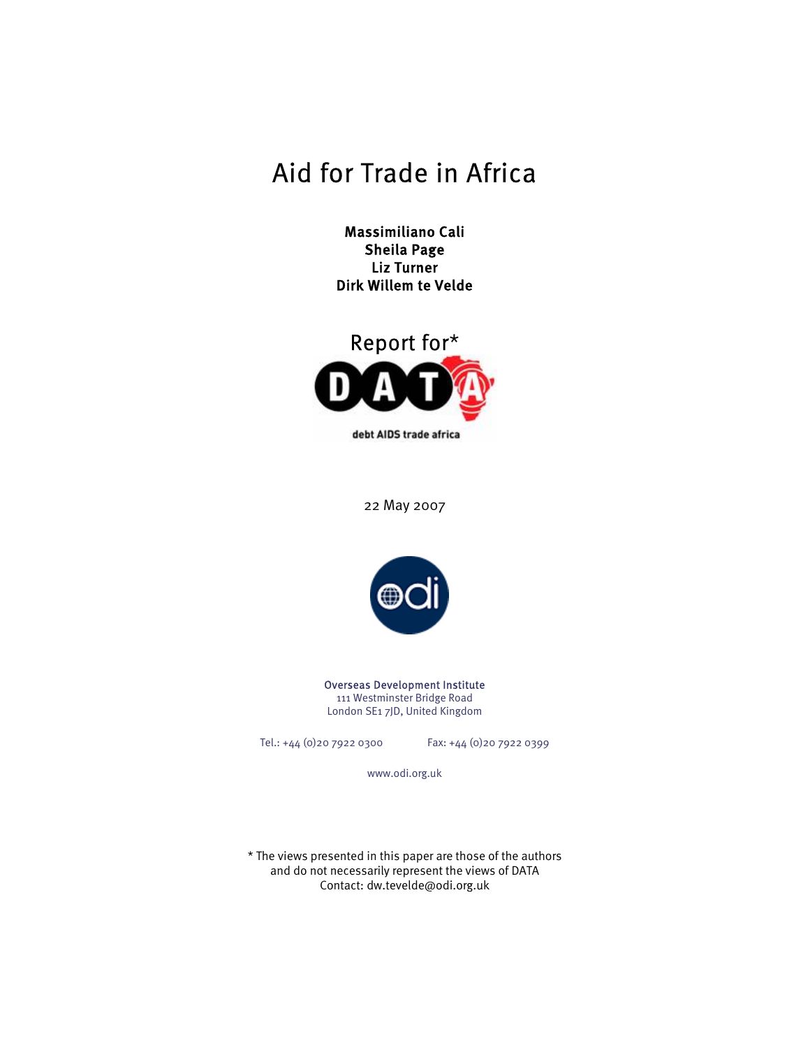# Aid for Trade in Africa

**Massimiliano Cali**
**Sheila Page**
**Liz Turner**
**Dirk Willem te Velde**

Report for*

DATA

debt AIDS trade africa

22 May 2007

odi

**Overseas Development Institute**
111 Westminster Bridge Road
London SE1 7JD, United Kingdom

Tel.: +44 (0)20 7922 0300 Fax: +44 (0)20 7922 0399

www.odi.org.uk

* The views presented in this paper are those of the authors and do not necessarily represent the views of DATA
Contact: dw.tevelde@odi.org.uk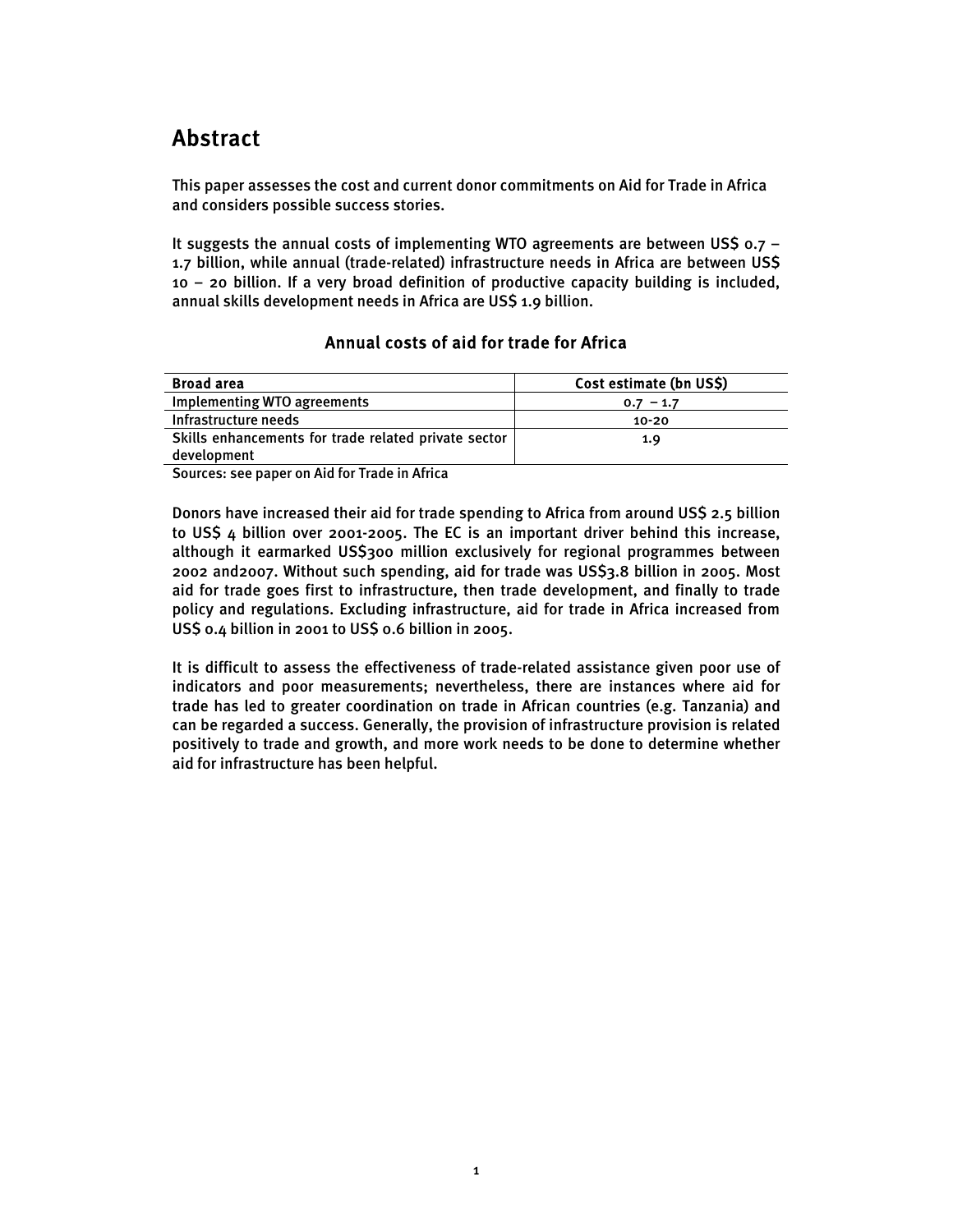# Abstract

This paper assesses the cost and current donor commitments on Aid for Trade in Africa and considers possible success stories.

It suggests the annual costs of implementing WTO agreements are between US$ 0.7 – 1.7 billion, while annual (trade-related) infrastructure needs in Africa are between US$ 10 – 20 billion. If a very broad definition of productive capacity building is included, annual skills development needs in Africa are US$ 1.9 billion.

### Annual costs of aid for trade for Africa

| Broad area | Cost estimate (bn US$) |
|---|---|
| Implementing WTO agreements | 0.7 – 1.7 |
| Infrastructure needs | 10-20 |
| Skills enhancements for trade related private sector development | 1.9 |

Sources: see paper on Aid for Trade in Africa

Donors have increased their aid for trade spending to Africa from around US$ 2.5 billion to US$ 4 billion over 2001-2005. The EC is an important driver behind this increase, although it earmarked US$300 million exclusively for regional programmes between 2002 and2007. Without such spending, aid for trade was US$3.8 billion in 2005. Most aid for trade goes first to infrastructure, then trade development, and finally to trade policy and regulations. Excluding infrastructure, aid for trade in Africa increased from US$ 0.4 billion in 2001 to US$ 0.6 billion in 2005.

It is difficult to assess the effectiveness of trade-related assistance given poor use of indicators and poor measurements; nevertheless, there are instances where aid for trade has led to greater coordination on trade in African countries (e.g. Tanzania) and can be regarded a success. Generally, the provision of infrastructure provision is related positively to trade and growth, and more work needs to be done to determine whether aid for infrastructure has been helpful.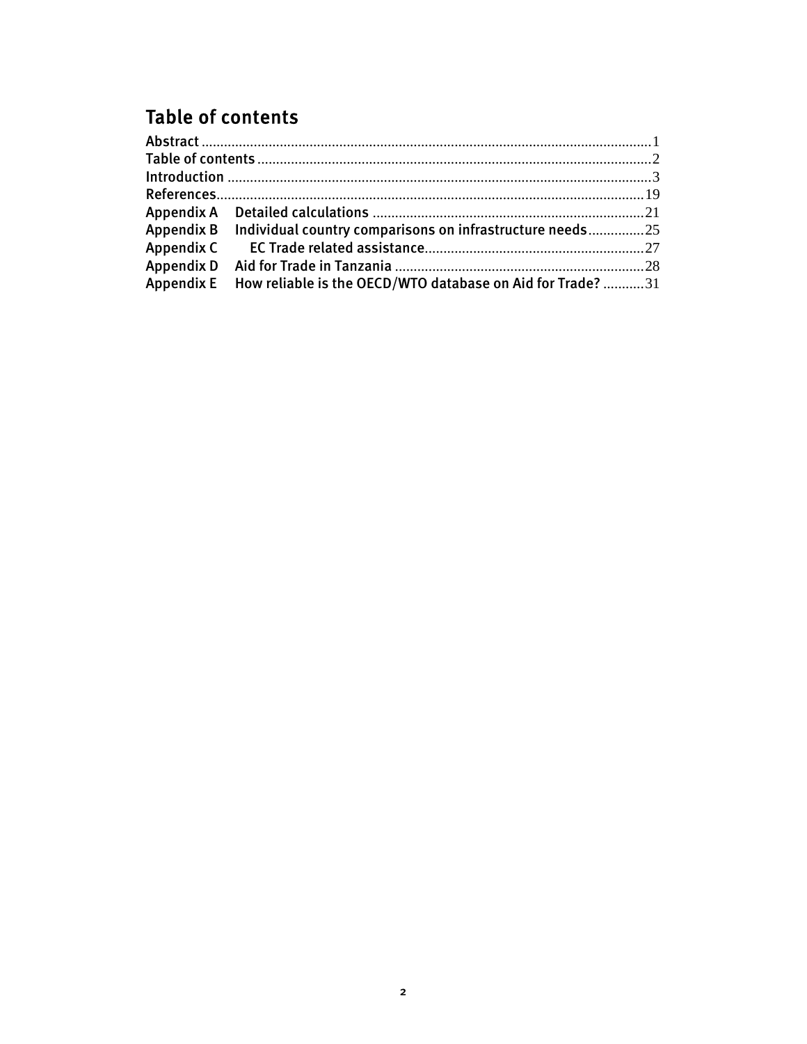## Table of contents

Abstract ........................................................................................................................1
Table of contents ..........................................................................................................2
Introduction .................................................................................................................3
References...................................................................................................................19
Appendix A Detailed calculations ........................................................................21
Appendix B Individual country comparisons on infrastructure needs...............25
Appendix C EC Trade related assistance...........................................................27
Appendix D Aid for Trade in Tanzania ..................................................................28
Appendix E How reliable is the OECD/WTO database on Aid for Trade? ...........31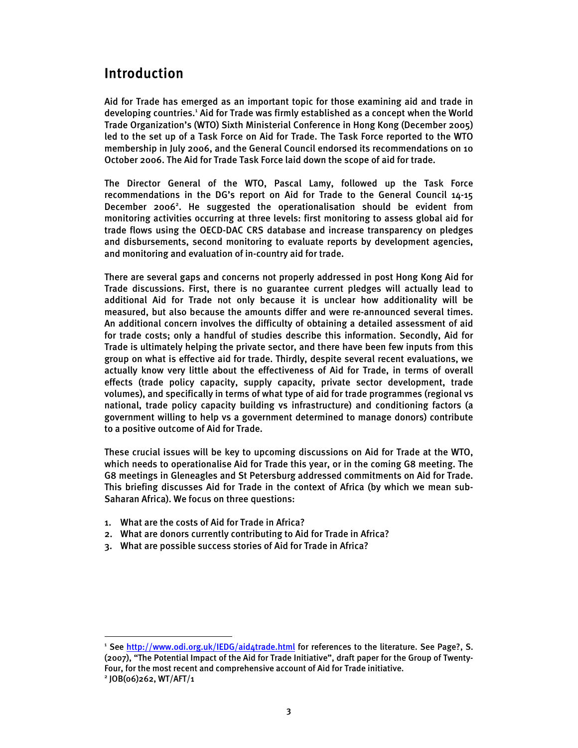## Introduction

Aid for Trade has emerged as an important topic for those examining aid and trade in developing countries.[1] Aid for Trade was firmly established as a concept when the World Trade Organization's (WTO) Sixth Ministerial Conference in Hong Kong (December 2005) led to the set up of a Task Force on Aid for Trade. The Task Force reported to the WTO membership in July 2006, and the General Council endorsed its recommendations on 10 October 2006. The Aid for Trade Task Force laid down the scope of aid for trade.

The Director General of the WTO, Pascal Lamy, followed up the Task Force recommendations in the DG's report on Aid for Trade to the General Council 14-15 December 2006[2]. He suggested the operationalisation should be evident from monitoring activities occurring at three levels: first monitoring to assess global aid for trade flows using the OECD-DAC CRS database and increase transparency on pledges and disbursements, second monitoring to evaluate reports by development agencies, and monitoring and evaluation of in-country aid for trade.

There are several gaps and concerns not properly addressed in post Hong Kong Aid for Trade discussions. First, there is no guarantee current pledges will actually lead to additional Aid for Trade not only because it is unclear how additionality will be measured, but also because the amounts differ and were re-announced several times. An additional concern involves the difficulty of obtaining a detailed assessment of aid for trade costs; only a handful of studies describe this information. Secondly, Aid for Trade is ultimately helping the private sector, and there have been few inputs from this group on what is effective aid for trade. Thirdly, despite several recent evaluations, we actually know very little about the effectiveness of Aid for Trade, in terms of overall effects (trade policy capacity, supply capacity, private sector development, trade volumes), and specifically in terms of what type of aid for trade programmes (regional vs national, trade policy capacity building vs infrastructure) and conditioning factors (a government willing to help vs a government determined to manage donors) contribute to a positive outcome of Aid for Trade.

These crucial issues will be key to upcoming discussions on Aid for Trade at the WTO, which needs to operationalise Aid for Trade this year, or in the coming G8 meeting. The G8 meetings in Gleneagles and St Petersburg addressed commitments on Aid for Trade. This briefing discusses Aid for Trade in the context of Africa (by which we mean sub-Saharan Africa). We focus on three questions:

1. What are the costs of Aid for Trade in Africa?
2. What are donors currently contributing to Aid for Trade in Africa?
3. What are possible success stories of Aid for Trade in Africa?

---

[1] See http://www.odi.org.uk/IEDG/aid4trade.html for references to the literature. See Page?, S. (2007), "The Potential Impact of the Aid for Trade Initiative", draft paper for the Group of Twenty-Four, for the most recent and comprehensive account of Aid for Trade initiative.

[2] JOB(06)262, WT/AFT/1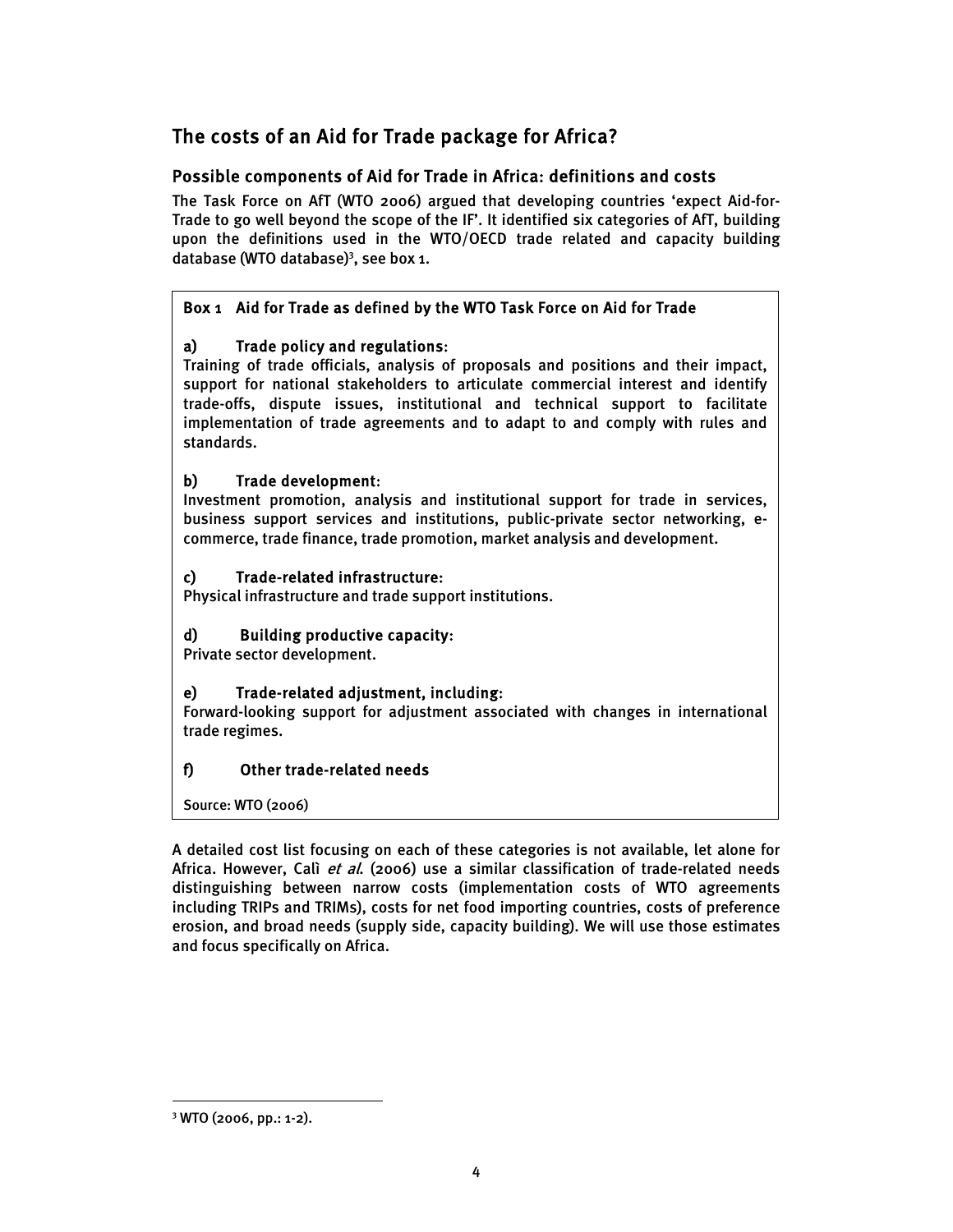## The costs of an Aid for Trade package for Africa?

### Possible components of Aid for Trade in Africa: definitions and costs

The Task Force on AfT (WTO 2006) argued that developing countries 'expect Aid-for-Trade to go well beyond the scope of the IF'. It identified six categories of AfT, building upon the definitions used in the WTO/OECD trade related and capacity building database (WTO database)[3], see box 1.

> **Box 1 Aid for Trade as defined by the WTO Task Force on Aid for Trade**
>
> **a) Trade policy and regulations:**
> Training of trade officials, analysis of proposals and positions and their impact, support for national stakeholders to articulate commercial interest and identify trade-offs, dispute issues, institutional and technical support to facilitate implementation of trade agreements and to adapt to and comply with rules and standards.
>
> **b) Trade development:**
> Investment promotion, analysis and institutional support for trade in services, business support services and institutions, public-private sector networking, e-commerce, trade finance, trade promotion, market analysis and development.
>
> **c) Trade-related infrastructure:**
> Physical infrastructure and trade support institutions.
>
> **d) Building productive capacity:**
> Private sector development.
>
> **e) Trade-related adjustment, including:**
> Forward-looking support for adjustment associated with changes in international trade regimes.
>
> **f) Other trade-related needs**
>
> Source: WTO (2006)

A detailed cost list focusing on each of these categories is not available, let alone for Africa. However, Calì *et al.* (2006) use a similar classification of trade-related needs distinguishing between narrow costs (implementation costs of WTO agreements including TRIPs and TRIMs), costs for net food importing countries, costs of preference erosion, and broad needs (supply side, capacity building). We will use those estimates and focus specifically on Africa.

---

[3] WTO (2006, pp.: 1-2).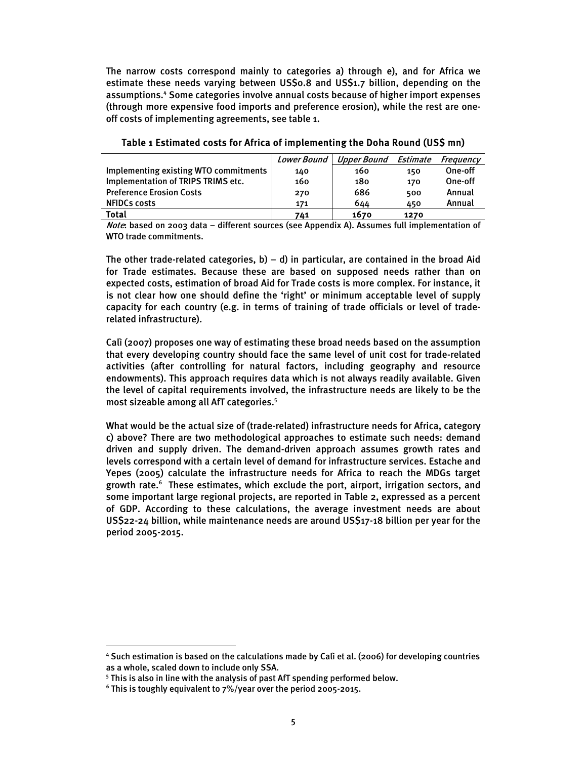The narrow costs correspond mainly to categories a) through e), and for Africa we estimate these needs varying between US$0.8 and US$1.7 billion, depending on the assumptions.[4] Some categories involve annual costs because of higher import expenses (through more expensive food imports and preference erosion), while the rest are one-off costs of implementing agreements, see table 1.

**Table 1 Estimated costs for Africa of implementing the Doha Round (US$ mn)**

| | *Lower Bound* | *Upper Bound* | *Estimate* | *Frequency* |
|---|---|---|---|---|
| Implementing existing WTO commitments | 140 | 160 | 150 | One-off |
| Implementation of TRIPS TRIMS etc. | 160 | 180 | 170 | One-off |
| Preference Erosion Costs | 270 | 686 | 500 | Annual |
| NFIDCs costs | 171 | 644 | 450 | Annual |
| **Total** | **741** | **1670** | **1270** | |

*Note*: based on 2003 data – different sources (see Appendix A). Assumes full implementation of WTO trade commitments.

The other trade-related categories, b) – d) in particular, are contained in the broad Aid for Trade estimates. Because these are based on supposed needs rather than on expected costs, estimation of broad Aid for Trade costs is more complex. For instance, it is not clear how one should define the 'right' or minimum acceptable level of supply capacity for each country (e.g. in terms of training of trade officials or level of trade-related infrastructure).

Calì (2007) proposes one way of estimating these broad needs based on the assumption that every developing country should face the same level of unit cost for trade-related activities (after controlling for natural factors, including geography and resource endowments). This approach requires data which is not always readily available. Given the level of capital requirements involved, the infrastructure needs are likely to be the most sizeable among all AfT categories.[5]

What would be the actual size of (trade-related) infrastructure needs for Africa, category c) above? There are two methodological approaches to estimate such needs: demand driven and supply driven. The demand-driven approach assumes growth rates and levels correspond with a certain level of demand for infrastructure services. Estache and Yepes (2005) calculate the infrastructure needs for Africa to reach the MDGs target growth rate.[6] These estimates, which exclude the port, airport, irrigation sectors, and some important large regional projects, are reported in Table 2, expressed as a percent of GDP. According to these calculations, the average investment needs are about US$22-24 billion, while maintenance needs are around US$17-18 billion per year for the period 2005-2015.

---

[4] Such estimation is based on the calculations made by Calì et al. (2006) for developing countries as a whole, scaled down to include only SSA.

[5] This is also in line with the analysis of past AfT spending performed below.

[6] This is toughly equivalent to 7%/year over the period 2005-2015.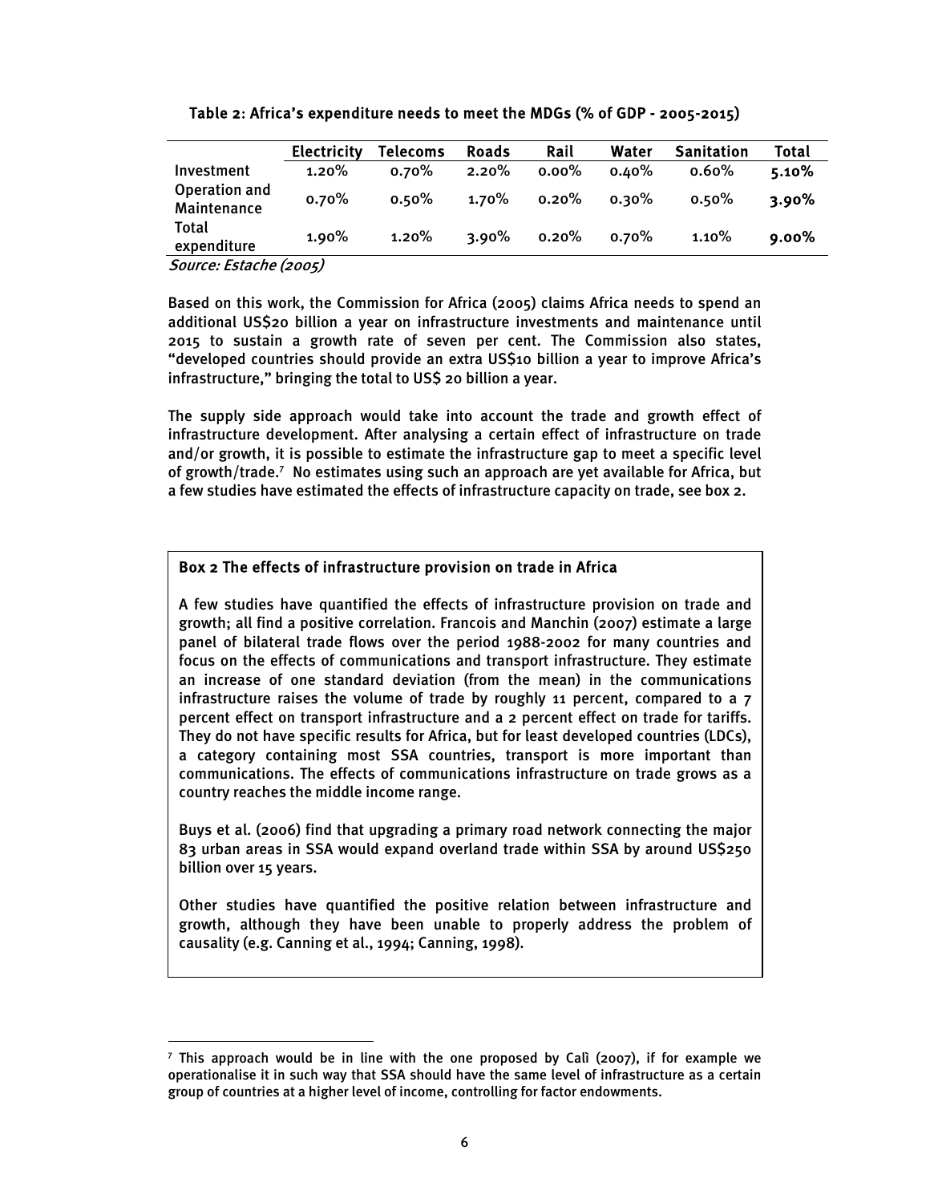**Table 2: Africa's expenditure needs to meet the MDGs (% of GDP - 2005-2015)**

| | Electricity | Telecoms | Roads | Rail | Water | Sanitation | Total |
|---|---|---|---|---|---|---|---|
| Investment | 1.20% | 0.70% | 2.20% | 0.00% | 0.40% | 0.60% | **5.10%** |
| Operation and Maintenance | 0.70% | 0.50% | 1.70% | 0.20% | 0.30% | 0.50% | **3.90%** |
| Total expenditure | 1.90% | 1.20% | 3.90% | 0.20% | 0.70% | 1.10% | **9.00%** |

*Source: Estache (2005)*

Based on this work, the Commission for Africa (2005) claims Africa needs to spend an additional US$20 billion a year on infrastructure investments and maintenance until 2015 to sustain a growth rate of seven per cent. The Commission also states, "developed countries should provide an extra US$10 billion a year to improve Africa's infrastructure," bringing the total to US$ 20 billion a year.

The supply side approach would take into account the trade and growth effect of infrastructure development. After analysing a certain effect of infrastructure on trade and/or growth, it is possible to estimate the infrastructure gap to meet a specific level of growth/trade.[7] No estimates using such an approach are yet available for Africa, but a few studies have estimated the effects of infrastructure capacity on trade, see box 2.

**Box 2 The effects of infrastructure provision on trade in Africa**

A few studies have quantified the effects of infrastructure provision on trade and growth; all find a positive correlation. Francois and Manchin (2007) estimate a large panel of bilateral trade flows over the period 1988-2002 for many countries and focus on the effects of communications and transport infrastructure. They estimate an increase of one standard deviation (from the mean) in the communications infrastructure raises the volume of trade by roughly 11 percent, compared to a 7 percent effect on transport infrastructure and a 2 percent effect on trade for tariffs. They do not have specific results for Africa, but for least developed countries (LDCs), a category containing most SSA countries, transport is more important than communications. The effects of communications infrastructure on trade grows as a country reaches the middle income range.

Buys et al. (2006) find that upgrading a primary road network connecting the major 83 urban areas in SSA would expand overland trade within SSA by around US$250 billion over 15 years.

Other studies have quantified the positive relation between infrastructure and growth, although they have been unable to properly address the problem of causality (e.g. Canning et al., 1994; Canning, 1998).

[7] This approach would be in line with the one proposed by Calì (2007), if for example we operationalise it in such way that SSA should have the same level of infrastructure as a certain group of countries at a higher level of income, controlling for factor endowments.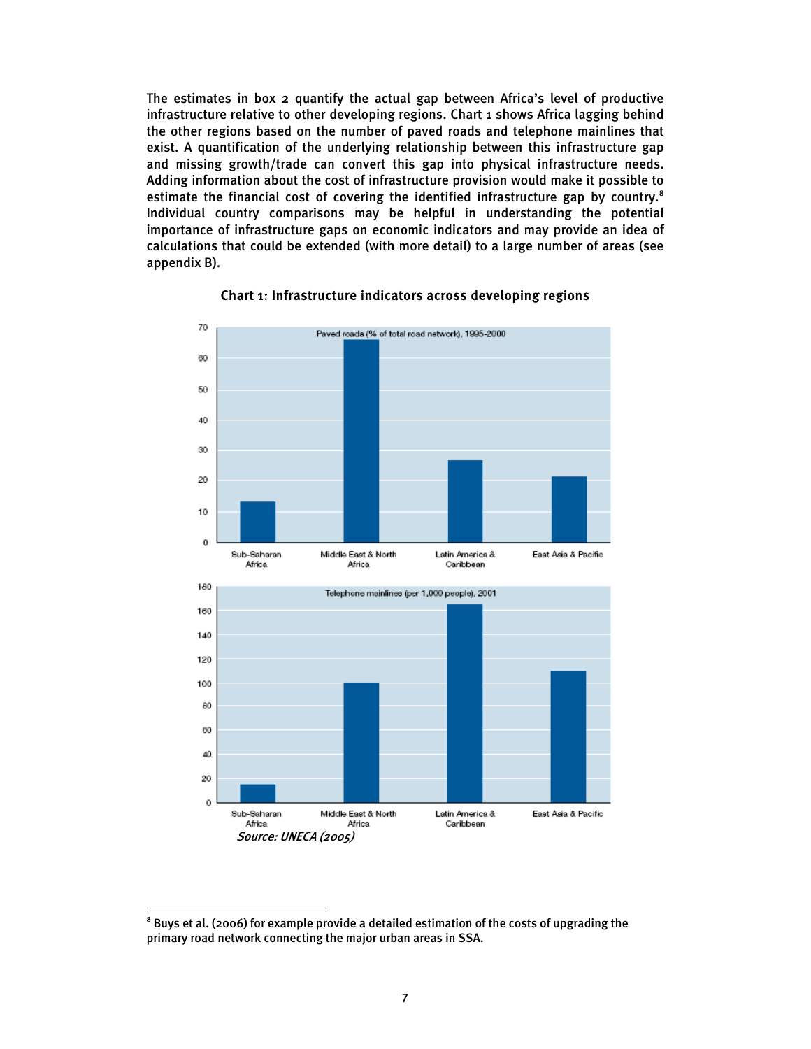The estimates in box 2 quantify the actual gap between Africa's level of productive infrastructure relative to other developing regions. Chart 1 shows Africa lagging behind the other regions based on the number of paved roads and telephone mainlines that exist. A quantification of the underlying relationship between this infrastructure gap and missing growth/trade can convert this gap into physical infrastructure needs. Adding information about the cost of infrastructure provision would make it possible to estimate the financial cost of covering the identified infrastructure gap by country.[8] Individual country comparisons may be helpful in understanding the potential importance of infrastructure gaps on economic indicators and may provide an idea of calculations that could be extended (with more detail) to a large number of areas (see appendix B).

**Chart 1: Infrastructure indicators across developing regions**

Paved roads (% of total road network), 1995-2000

Telephone mainlines (per 1,000 people), 2001

*Source: UNECA (2005)*

---

[8] Buys et al. (2006) for example provide a detailed estimation of the costs of upgrading the primary road network connecting the major urban areas in SSA.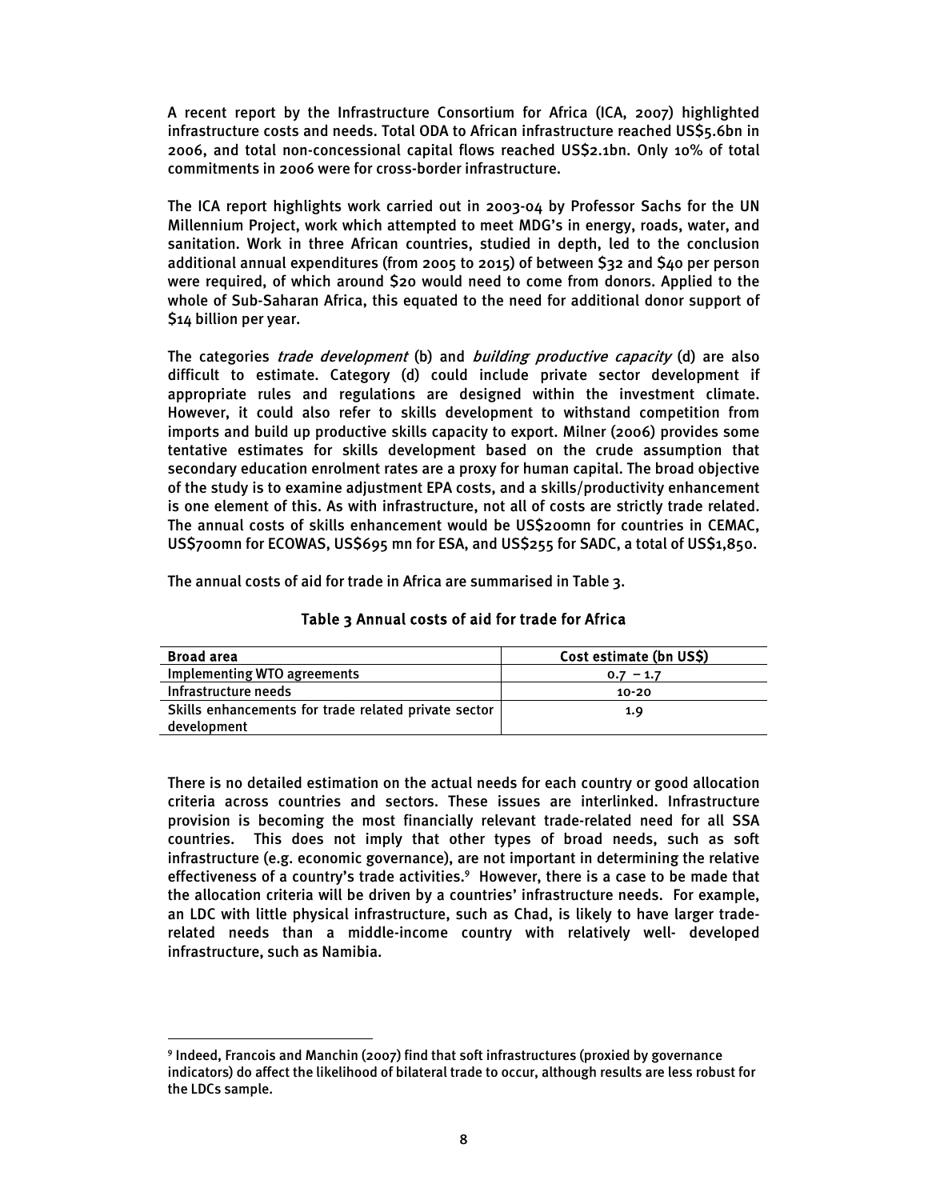A recent report by the Infrastructure Consortium for Africa (ICA, 2007) highlighted infrastructure costs and needs. Total ODA to African infrastructure reached US$5.6bn in 2006, and total non-concessional capital flows reached US$2.1bn. Only 10% of total commitments in 2006 were for cross-border infrastructure.

The ICA report highlights work carried out in 2003-04 by Professor Sachs for the UN Millennium Project, work which attempted to meet MDG's in energy, roads, water, and sanitation. Work in three African countries, studied in depth, led to the conclusion additional annual expenditures (from 2005 to 2015) of between $32 and $40 per person were required, of which around $20 would need to come from donors. Applied to the whole of Sub-Saharan Africa, this equated to the need for additional donor support of $14 billion per year.

The categories *trade development* (b) and *building productive capacity* (d) are also difficult to estimate. Category (d) could include private sector development if appropriate rules and regulations are designed within the investment climate. However, it could also refer to skills development to withstand competition from imports and build up productive skills capacity to export. Milner (2006) provides some tentative estimates for skills development based on the crude assumption that secondary education enrolment rates are a proxy for human capital. The broad objective of the study is to examine adjustment EPA costs, and a skills/productivity enhancement is one element of this. As with infrastructure, not all of costs are strictly trade related. The annual costs of skills enhancement would be US$200mn for countries in CEMAC, US$700mn for ECOWAS, US$695 mn for ESA, and US$255 for SADC, a total of US$1,850.

The annual costs of aid for trade in Africa are summarised in Table 3.

**Table 3 Annual costs of aid for trade for Africa**

| Broad area | Cost estimate (bn US$) |
|---|---|
| Implementing WTO agreements | 0.7 – 1.7 |
| Infrastructure needs | 10-20 |
| Skills enhancements for trade related private sector development | 1.9 |

There is no detailed estimation on the actual needs for each country or good allocation criteria across countries and sectors. These issues are interlinked. Infrastructure provision is becoming the most financially relevant trade-related need for all SSA countries. This does not imply that other types of broad needs, such as soft infrastructure (e.g. economic governance), are not important in determining the relative effectiveness of a country's trade activities.[9] However, there is a case to be made that the allocation criteria will be driven by a countries' infrastructure needs. For example, an LDC with little physical infrastructure, such as Chad, is likely to have larger trade-related needs than a middle-income country with relatively well- developed infrastructure, such as Namibia.

[9] Indeed, Francois and Manchin (2007) find that soft infrastructures (proxied by governance indicators) do affect the likelihood of bilateral trade to occur, although results are less robust for the LDCs sample.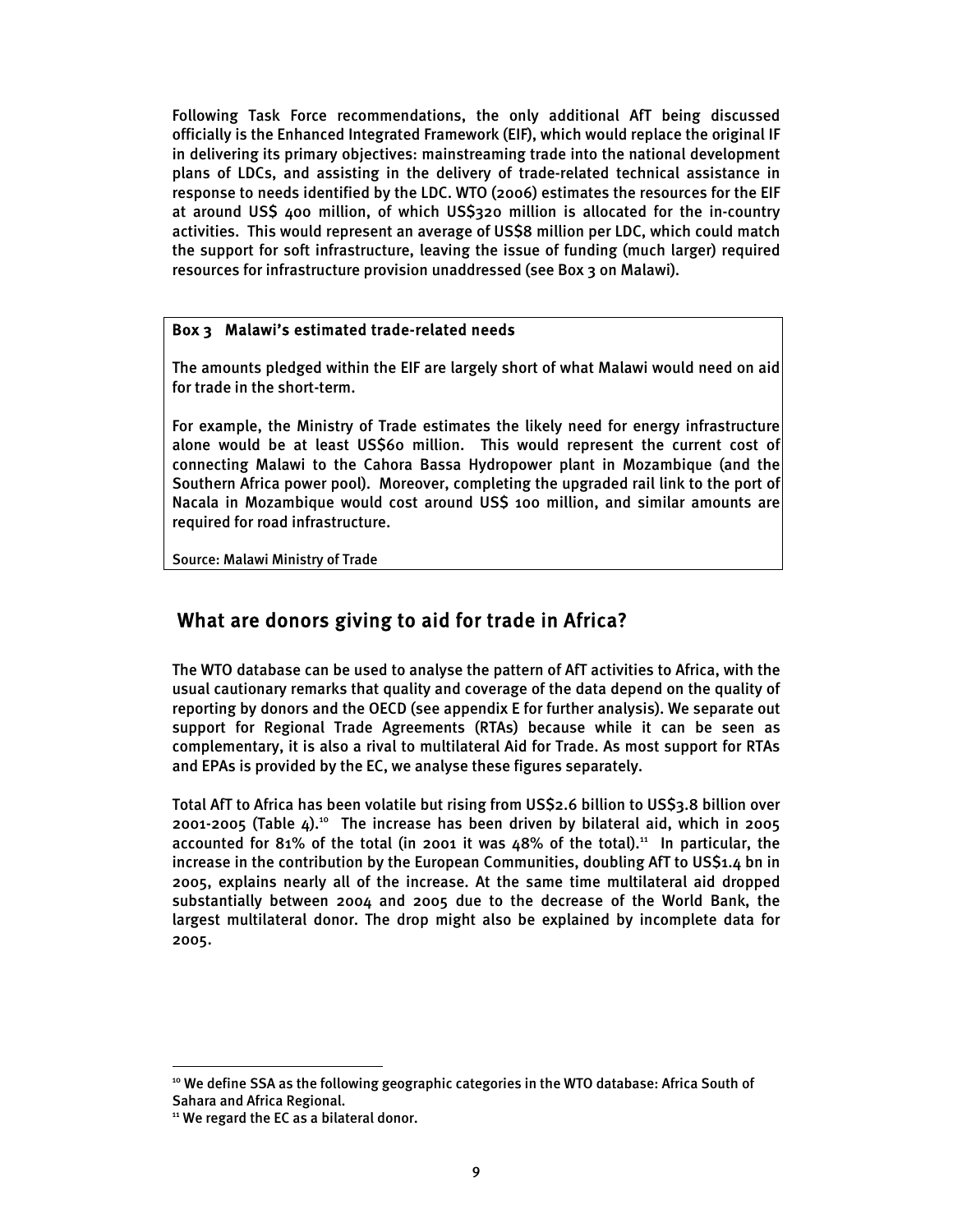Following Task Force recommendations, the only additional AfT being discussed officially is the Enhanced Integrated Framework (EIF), which would replace the original IF in delivering its primary objectives: mainstreaming trade into the national development plans of LDCs, and assisting in the delivery of trade-related technical assistance in response to needs identified by the LDC. WTO (2006) estimates the resources for the EIF at around US$ 400 million, of which US$320 million is allocated for the in-country activities. This would represent an average of US$8 million per LDC, which could match the support for soft infrastructure, leaving the issue of funding (much larger) required resources for infrastructure provision unaddressed (see Box 3 on Malawi).

**Box 3 Malawi's estimated trade-related needs**

The amounts pledged within the EIF are largely short of what Malawi would need on aid for trade in the short-term.

For example, the Ministry of Trade estimates the likely need for energy infrastructure alone would be at least US$60 million. This would represent the current cost of connecting Malawi to the Cahora Bassa Hydropower plant in Mozambique (and the Southern Africa power pool). Moreover, completing the upgraded rail link to the port of Nacala in Mozambique would cost around US$ 100 million, and similar amounts are required for road infrastructure.

Source: Malawi Ministry of Trade

## What are donors giving to aid for trade in Africa?

The WTO database can be used to analyse the pattern of AfT activities to Africa, with the usual cautionary remarks that quality and coverage of the data depend on the quality of reporting by donors and the OECD (see appendix E for further analysis). We separate out support for Regional Trade Agreements (RTAs) because while it can be seen as complementary, it is also a rival to multilateral Aid for Trade. As most support for RTAs and EPAs is provided by the EC, we analyse these figures separately.

Total AfT to Africa has been volatile but rising from US$2.6 billion to US$3.8 billion over 2001-2005 (Table 4).[10] The increase has been driven by bilateral aid, which in 2005 accounted for 81% of the total (in 2001 it was 48% of the total).[11] In particular, the increase in the contribution by the European Communities, doubling AfT to US$1.4 bn in 2005, explains nearly all of the increase. At the same time multilateral aid dropped substantially between 2004 and 2005 due to the decrease of the World Bank, the largest multilateral donor. The drop might also be explained by incomplete data for 2005.

[10] We define SSA as the following geographic categories in the WTO database: Africa South of Sahara and Africa Regional.

[11] We regard the EC as a bilateral donor.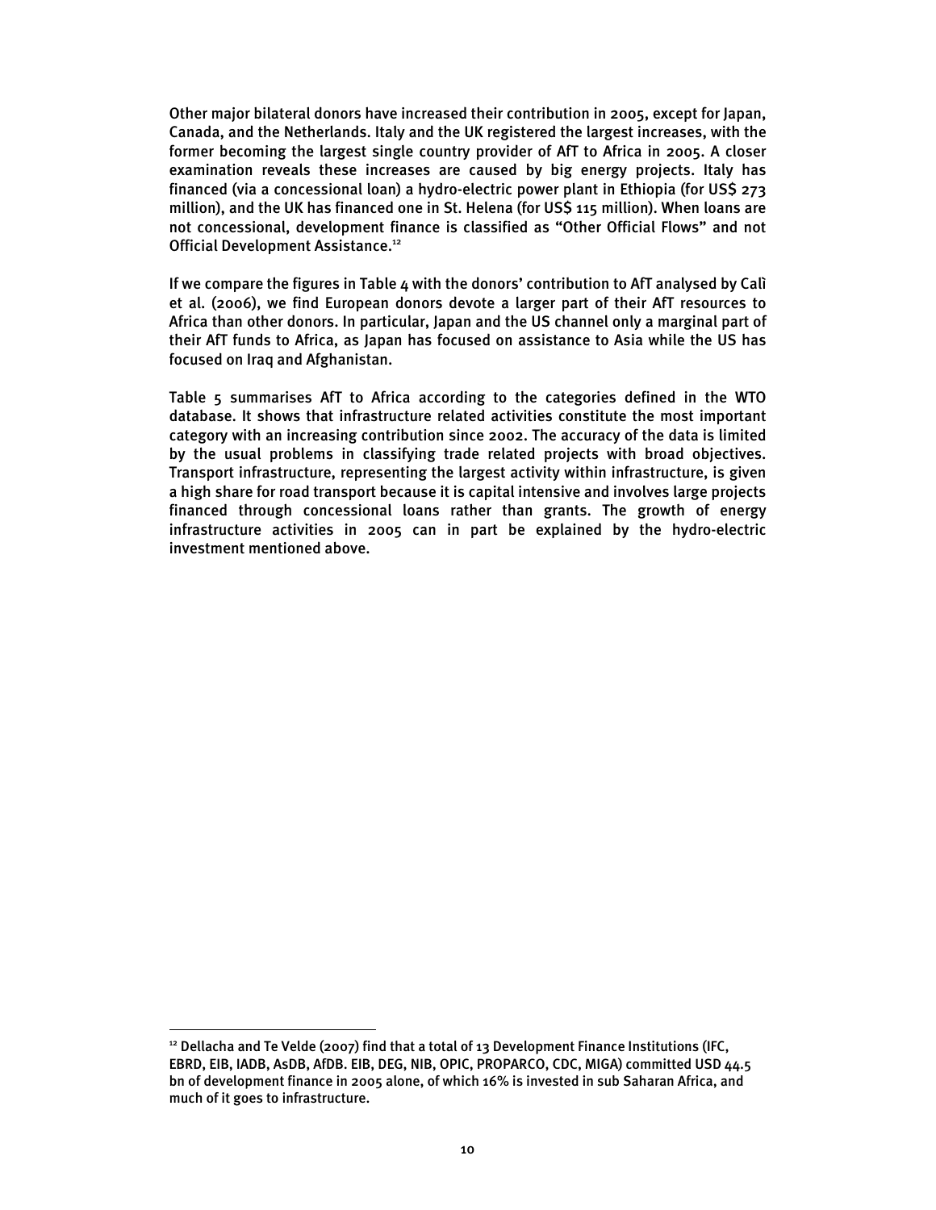Other major bilateral donors have increased their contribution in 2005, except for Japan, Canada, and the Netherlands. Italy and the UK registered the largest increases, with the former becoming the largest single country provider of AfT to Africa in 2005. A closer examination reveals these increases are caused by big energy projects. Italy has financed (via a concessional loan) a hydro-electric power plant in Ethiopia (for US$ 273 million), and the UK has financed one in St. Helena (for US$ 115 million). When loans are not concessional, development finance is classified as "Other Official Flows" and not Official Development Assistance.[12]

If we compare the figures in Table 4 with the donors' contribution to AfT analysed by Calì et al. (2006), we find European donors devote a larger part of their AfT resources to Africa than other donors. In particular, Japan and the US channel only a marginal part of their AfT funds to Africa, as Japan has focused on assistance to Asia while the US has focused on Iraq and Afghanistan.

Table 5 summarises AfT to Africa according to the categories defined in the WTO database. It shows that infrastructure related activities constitute the most important category with an increasing contribution since 2002. The accuracy of the data is limited by the usual problems in classifying trade related projects with broad objectives. Transport infrastructure, representing the largest activity within infrastructure, is given a high share for road transport because it is capital intensive and involves large projects financed through concessional loans rather than grants. The growth of energy infrastructure activities in 2005 can in part be explained by the hydro-electric investment mentioned above.

[12] Dellacha and Te Velde (2007) find that a total of 13 Development Finance Institutions (IFC, EBRD, EIB, IADB, AsDB, AfDB. EIB, DEG, NIB, OPIC, PROPARCO, CDC, MIGA) committed USD 44.5 bn of development finance in 2005 alone, of which 16% is invested in sub Saharan Africa, and much of it goes to infrastructure.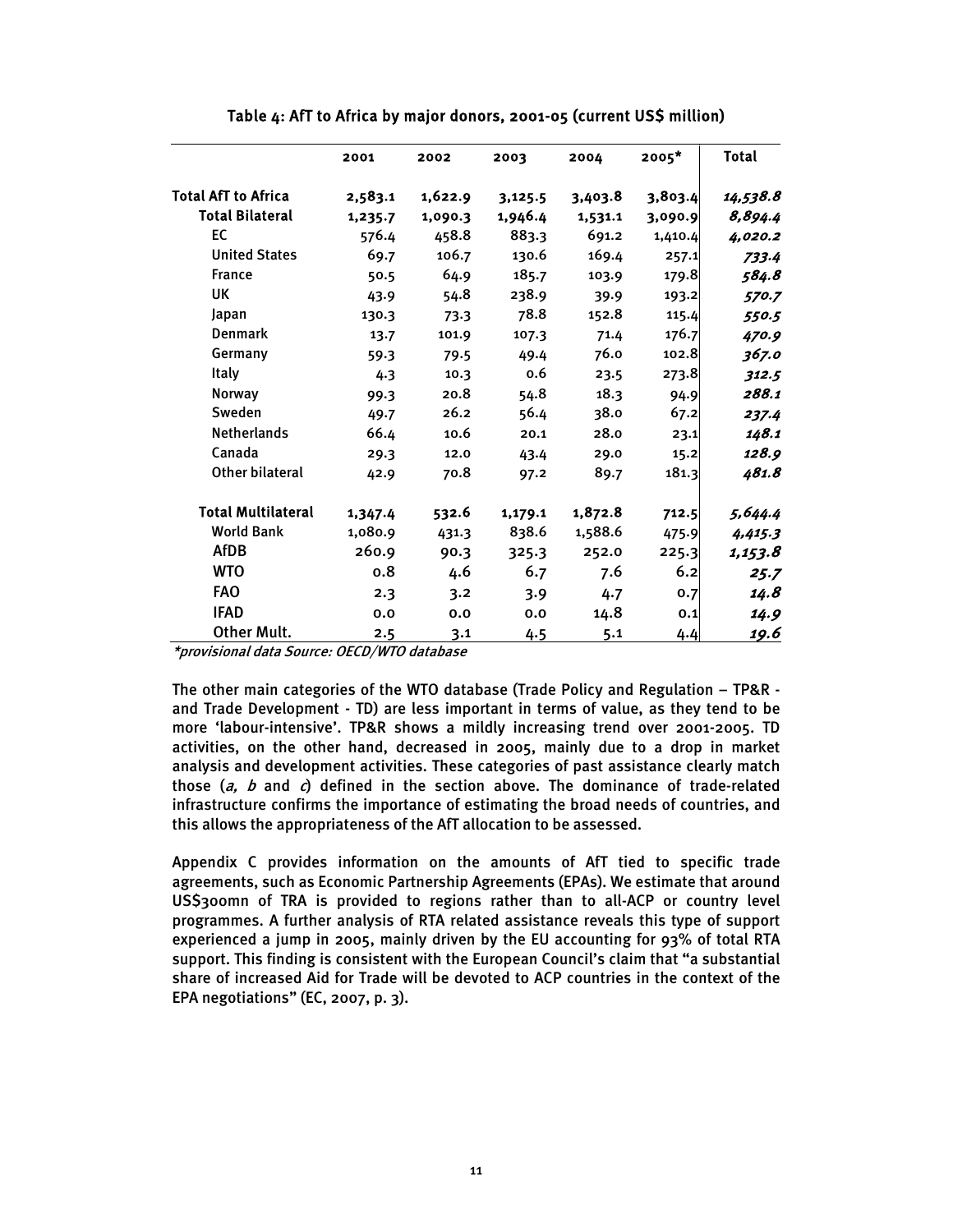**Table 4: AfT to Africa by major donors, 2001-05 (current US$ million)**

| | 2001 | 2002 | 2003 | 2004 | 2005* | Total |
|---|---|---|---|---|---|---|
| **Total AfT to Africa** | 2,583.1 | 1,622.9 | 3,125.5 | 3,403.8 | 3,803.4 | *14,538.8* |
| **Total Bilateral** | 1,235.7 | 1,090.3 | 1,946.4 | 1,531.1 | 3,090.9 | *8,894.4* |
| EC | 576.4 | 458.8 | 883.3 | 691.2 | 1,410.4 | *4,020.2* |
| United States | 69.7 | 106.7 | 130.6 | 169.4 | 257.1 | *733.4* |
| France | 50.5 | 64.9 | 185.7 | 103.9 | 179.8 | *584.8* |
| UK | 43.9 | 54.8 | 238.9 | 39.9 | 193.2 | *570.7* |
| Japan | 130.3 | 73.3 | 78.8 | 152.8 | 115.4 | *550.5* |
| Denmark | 13.7 | 101.9 | 107.3 | 71.4 | 176.7 | *470.9* |
| Germany | 59.3 | 79.5 | 49.4 | 76.0 | 102.8 | *367.0* |
| Italy | 4.3 | 10.3 | 0.6 | 23.5 | 273.8 | *312.5* |
| Norway | 99.3 | 20.8 | 54.8 | 18.3 | 94.9 | *288.1* |
| Sweden | 49.7 | 26.2 | 56.4 | 38.0 | 67.2 | *237.4* |
| Netherlands | 66.4 | 10.6 | 20.1 | 28.0 | 23.1 | *148.1* |
| Canada | 29.3 | 12.0 | 43.4 | 29.0 | 15.2 | *128.9* |
| Other bilateral | 42.9 | 70.8 | 97.2 | 89.7 | 181.3 | *481.8* |
| **Total Multilateral** | 1,347.4 | 532.6 | 1,179.1 | 1,872.8 | 712.5 | *5,644.4* |
| World Bank | 1,080.9 | 431.3 | 838.6 | 1,588.6 | 475.9 | *4,415.3* |
| AfDB | 260.9 | 90.3 | 325.3 | 252.0 | 225.3 | *1,153.8* |
| WTO | 0.8 | 4.6 | 6.7 | 7.6 | 6.2 | *25.7* |
| FAO | 2.3 | 3.2 | 3.9 | 4.7 | 0.7 | *14.8* |
| IFAD | 0.0 | 0.0 | 0.0 | 14.8 | 0.1 | *14.9* |
| Other Mult. | 2.5 | 3.1 | 4.5 | 5.1 | 4.4 | *19.6* |

*\*provisional data Source: OECD/WTO database*

The other main categories of the WTO database (Trade Policy and Regulation – TP&R - and Trade Development - TD) are less important in terms of value, as they tend to be more 'labour-intensive'. TP&R shows a mildly increasing trend over 2001-2005. TD activities, on the other hand, decreased in 2005, mainly due to a drop in market analysis and development activities. These categories of past assistance clearly match those (*a, b* and *c*) defined in the section above. The dominance of trade-related infrastructure confirms the importance of estimating the broad needs of countries, and this allows the appropriateness of the AfT allocation to be assessed.

Appendix C provides information on the amounts of AfT tied to specific trade agreements, such as Economic Partnership Agreements (EPAs). We estimate that around US$300mn of TRA is provided to regions rather than to all-ACP or country level programmes. A further analysis of RTA related assistance reveals this type of support experienced a jump in 2005, mainly driven by the EU accounting for 93% of total RTA support. This finding is consistent with the European Council's claim that "a substantial share of increased Aid for Trade will be devoted to ACP countries in the context of the EPA negotiations" (EC, 2007, p. 3).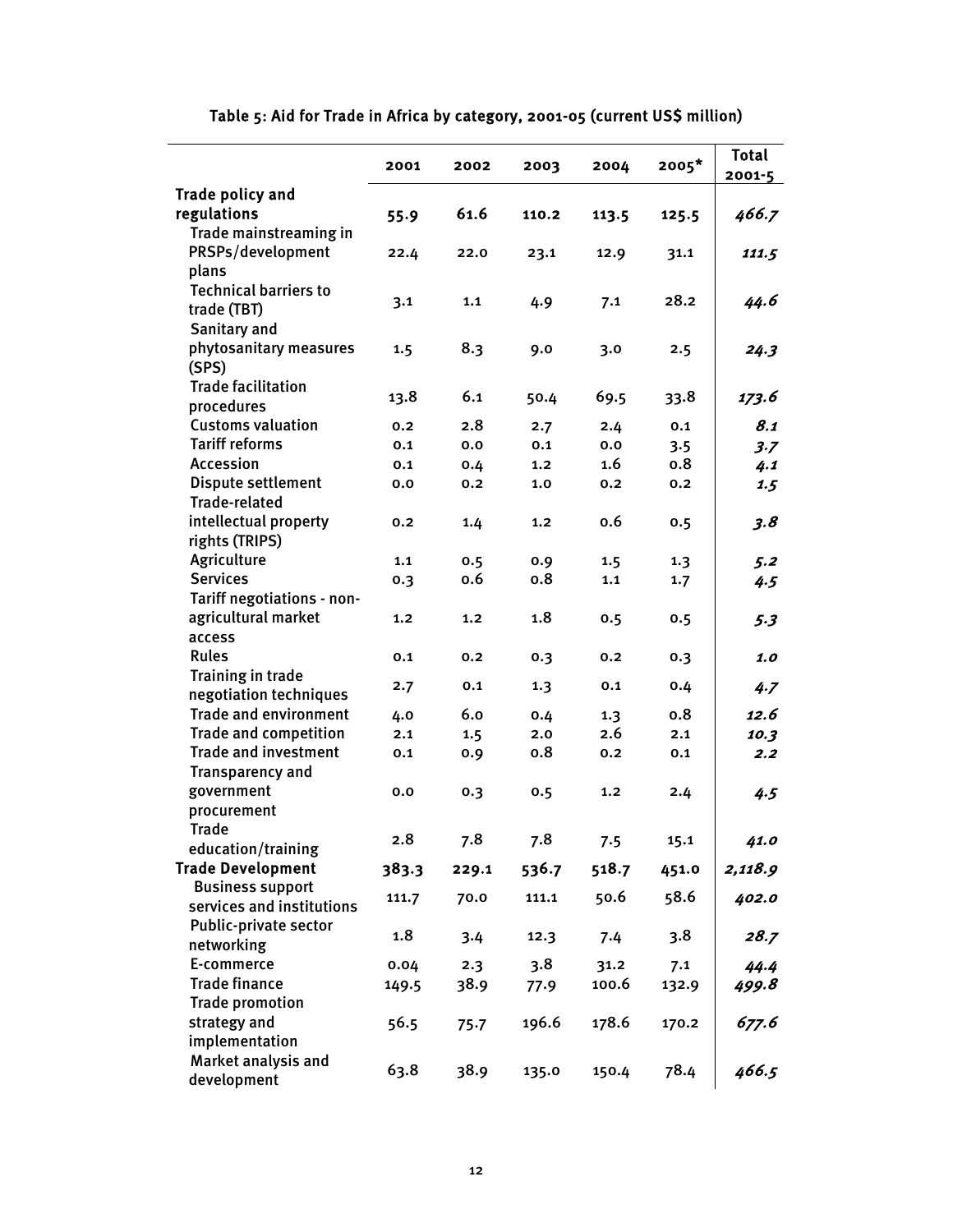**Table 5: Aid for Trade in Africa by category, 2001-05 (current US$ million)**

| | 2001 | 2002 | 2003 | 2004 | 2005* | Total 2001-5 |
|---|---|---|---|---|---|---|
| **Trade policy and regulations** | **55.9** | **61.6** | **110.2** | **113.5** | **125.5** | ***466.7*** |
| Trade mainstreaming in PRSPs/development plans | 22.4 | 22.0 | 23.1 | 12.9 | 31.1 | ***111.5*** |
| Technical barriers to trade (TBT) | 3.1 | 1.1 | 4.9 | 7.1 | 28.2 | ***44.6*** |
| Sanitary and phytosanitary measures (SPS) | 1.5 | 8.3 | 9.0 | 3.0 | 2.5 | ***24.3*** |
| Trade facilitation procedures | 13.8 | 6.1 | 50.4 | 69.5 | 33.8 | ***173.6*** |
| Customs valuation | 0.2 | 2.8 | 2.7 | 2.4 | 0.1 | ***8.1*** |
| Tariff reforms | 0.1 | 0.0 | 0.1 | 0.0 | 3.5 | ***3.7*** |
| Accession | 0.1 | 0.4 | 1.2 | 1.6 | 0.8 | ***4.1*** |
| Dispute settlement | 0.0 | 0.2 | 1.0 | 0.2 | 0.2 | ***1.5*** |
| Trade-related intellectual property rights (TRIPS) | 0.2 | 1.4 | 1.2 | 0.6 | 0.5 | ***3.8*** |
| Agriculture | 1.1 | 0.5 | 0.9 | 1.5 | 1.3 | ***5.2*** |
| Services | 0.3 | 0.6 | 0.8 | 1.1 | 1.7 | ***4.5*** |
| Tariff negotiations - non-agricultural market access | 1.2 | 1.2 | 1.8 | 0.5 | 0.5 | ***5.3*** |
| Rules | 0.1 | 0.2 | 0.3 | 0.2 | 0.3 | ***1.0*** |
| Training in trade negotiation techniques | 2.7 | 0.1 | 1.3 | 0.1 | 0.4 | ***4.7*** |
| Trade and environment | 4.0 | 6.0 | 0.4 | 1.3 | 0.8 | ***12.6*** |
| Trade and competition | 2.1 | 1.5 | 2.0 | 2.6 | 2.1 | ***10.3*** |
| Trade and investment | 0.1 | 0.9 | 0.8 | 0.2 | 0.1 | ***2.2*** |
| Transparency and government procurement | 0.0 | 0.3 | 0.5 | 1.2 | 2.4 | ***4.5*** |
| Trade education/training | 2.8 | 7.8 | 7.8 | 7.5 | 15.1 | ***41.0*** |
| **Trade Development** | **383.3** | **229.1** | **536.7** | **518.7** | **451.0** | ***2,118.9*** |
| Business support services and institutions | 111.7 | 70.0 | 111.1 | 50.6 | 58.6 | ***402.0*** |
| Public-private sector networking | 1.8 | 3.4 | 12.3 | 7.4 | 3.8 | ***28.7*** |
| E-commerce | 0.04 | 2.3 | 3.8 | 31.2 | 7.1 | ***44.4*** |
| Trade finance | 149.5 | 38.9 | 77.9 | 100.6 | 132.9 | ***499.8*** |
| Trade promotion strategy and implementation | 56.5 | 75.7 | 196.6 | 178.6 | 170.2 | ***677.6*** |
| Market analysis and development | 63.8 | 38.9 | 135.0 | 150.4 | 78.4 | ***466.5*** |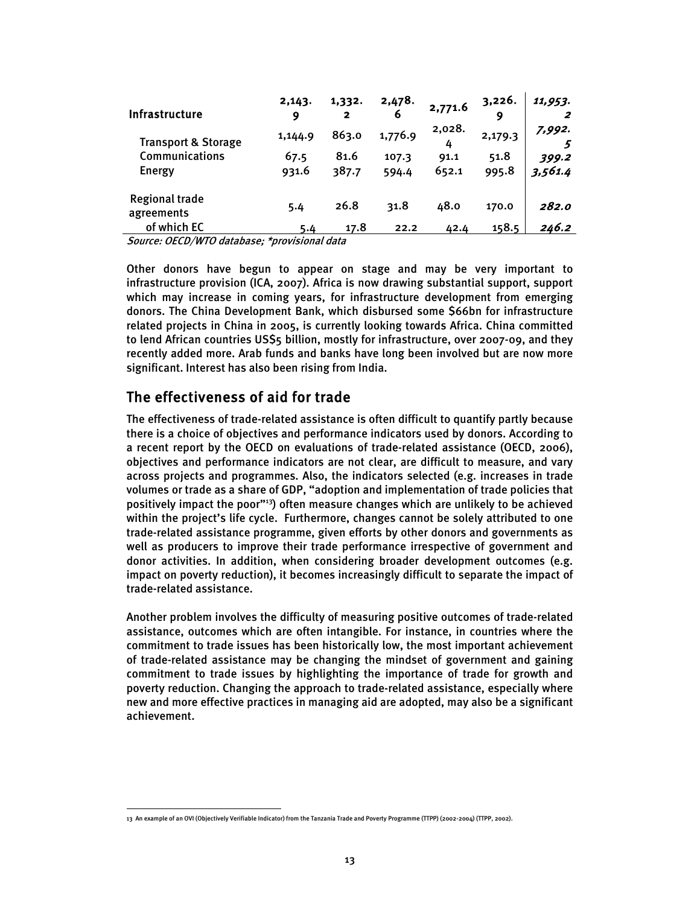| Infrastructure | 2,143.9 | 1,332.2 | 2,478.6 | 2,771.6 | 3,226.9 | *11,953.2* |
|---|---|---|---|---|---|---|
| Transport & Storage | 1,144.9 | 863.0 | 1,776.9 | 2,028.4 | 2,179.3 | *7,992.5* |
| Communications | 67.5 | 81.6 | 107.3 | 91.1 | 51.8 | *399.2* |
| Energy | 931.6 | 387.7 | 594.4 | 652.1 | 995.8 | *3,561.4* |
| Regional trade agreements | 5.4 | 26.8 | 31.8 | 48.0 | 170.0 | *282.0* |
| of which EC | 5.4 | 17.8 | 22.2 | 42.4 | 158.5 | *246.2* |

*Source: OECD/WTO database; \*provisional data*

Other donors have begun to appear on stage and may be very important to infrastructure provision (ICA, 2007). Africa is now drawing substantial support, support which may increase in coming years, for infrastructure development from emerging donors. The China Development Bank, which disbursed some $66bn for infrastructure related projects in China in 2005, is currently looking towards Africa. China committed to lend African countries US$5 billion, mostly for infrastructure, over 2007-09, and they recently added more. Arab funds and banks have long been involved but are now more significant. Interest has also been rising from India.

## The effectiveness of aid for trade

The effectiveness of trade-related assistance is often difficult to quantify partly because there is a choice of objectives and performance indicators used by donors. According to a recent report by the OECD on evaluations of trade-related assistance (OECD, 2006), objectives and performance indicators are not clear, are difficult to measure, and vary across projects and programmes. Also, the indicators selected (e.g. increases in trade volumes or trade as a share of GDP, "adoption and implementation of trade policies that positively impact the poor"[13]) often measure changes which are unlikely to be achieved within the project's life cycle. Furthermore, changes cannot be solely attributed to one trade-related assistance programme, given efforts by other donors and governments as well as producers to improve their trade performance irrespective of government and donor activities. In addition, when considering broader development outcomes (e.g. impact on poverty reduction), it becomes increasingly difficult to separate the impact of trade-related assistance.

Another problem involves the difficulty of measuring positive outcomes of trade-related assistance, outcomes which are often intangible. For instance, in countries where the commitment to trade issues has been historically low, the most important achievement of trade-related assistance may be changing the mindset of government and gaining commitment to trade issues by highlighting the importance of trade for growth and poverty reduction. Changing the approach to trade-related assistance, especially where new and more effective practices in managing aid are adopted, may also be a significant achievement.

13 An example of an OVI (Objectively Verifiable Indicator) from the Tanzania Trade and Poverty Programme (TTPP) (2002-2004) (TTPP, 2002).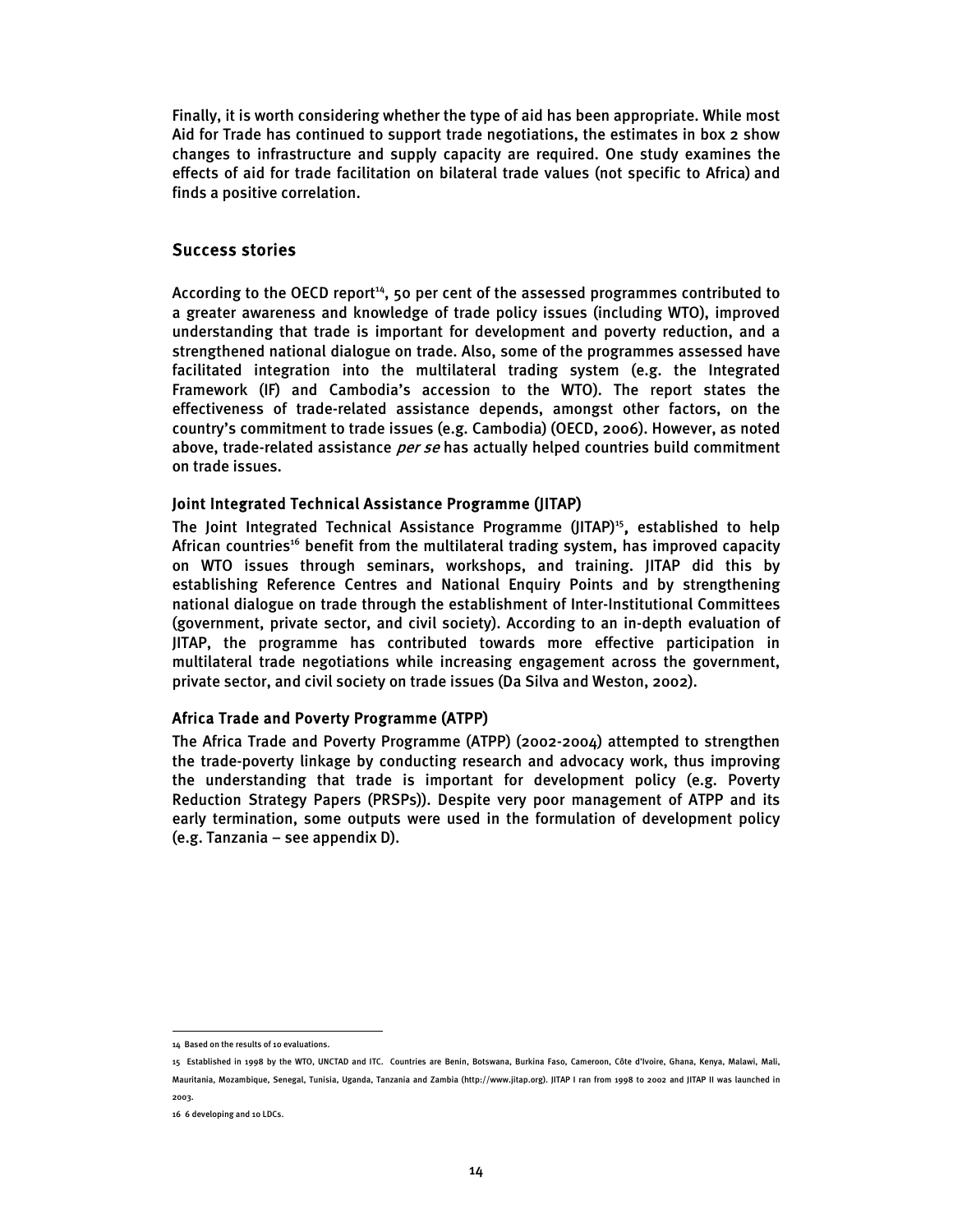Finally, it is worth considering whether the type of aid has been appropriate. While most Aid for Trade has continued to support trade negotiations, the estimates in box 2 show changes to infrastructure and supply capacity are required. One study examines the effects of aid for trade facilitation on bilateral trade values (not specific to Africa) and finds a positive correlation.

## Success stories

According to the OECD report[14], 50 per cent of the assessed programmes contributed to a greater awareness and knowledge of trade policy issues (including WTO), improved understanding that trade is important for development and poverty reduction, and a strengthened national dialogue on trade. Also, some of the programmes assessed have facilitated integration into the multilateral trading system (e.g. the Integrated Framework (IF) and Cambodia's accession to the WTO). The report states the effectiveness of trade-related assistance depends, amongst other factors, on the country's commitment to trade issues (e.g. Cambodia) (OECD, 2006). However, as noted above, trade-related assistance *per se* has actually helped countries build commitment on trade issues.

### Joint Integrated Technical Assistance Programme (JITAP)

The Joint Integrated Technical Assistance Programme (JITAP)[15], established to help African countries[16] benefit from the multilateral trading system, has improved capacity on WTO issues through seminars, workshops, and training. JITAP did this by establishing Reference Centres and National Enquiry Points and by strengthening national dialogue on trade through the establishment of Inter-Institutional Committees (government, private sector, and civil society). According to an in-depth evaluation of JITAP, the programme has contributed towards more effective participation in multilateral trade negotiations while increasing engagement across the government, private sector, and civil society on trade issues (Da Silva and Weston, 2002).

### Africa Trade and Poverty Programme (ATPP)

The Africa Trade and Poverty Programme (ATPP) (2002-2004) attempted to strengthen the trade-poverty linkage by conducting research and advocacy work, thus improving the understanding that trade is important for development policy (e.g. Poverty Reduction Strategy Papers (PRSPs)). Despite very poor management of ATPP and its early termination, some outputs were used in the formulation of development policy (e.g. Tanzania – see appendix D).

---

14 Based on the results of 10 evaluations.

15 Established in 1998 by the WTO, UNCTAD and ITC. Countries are Benin, Botswana, Burkina Faso, Cameroon, Côte d'Ivoire, Ghana, Kenya, Malawi, Mali, Mauritania, Mozambique, Senegal, Tunisia, Uganda, Tanzania and Zambia (http://www.jitap.org). JITAP I ran from 1998 to 2002 and JITAP II was launched in 2003.

16 6 developing and 10 LDCs.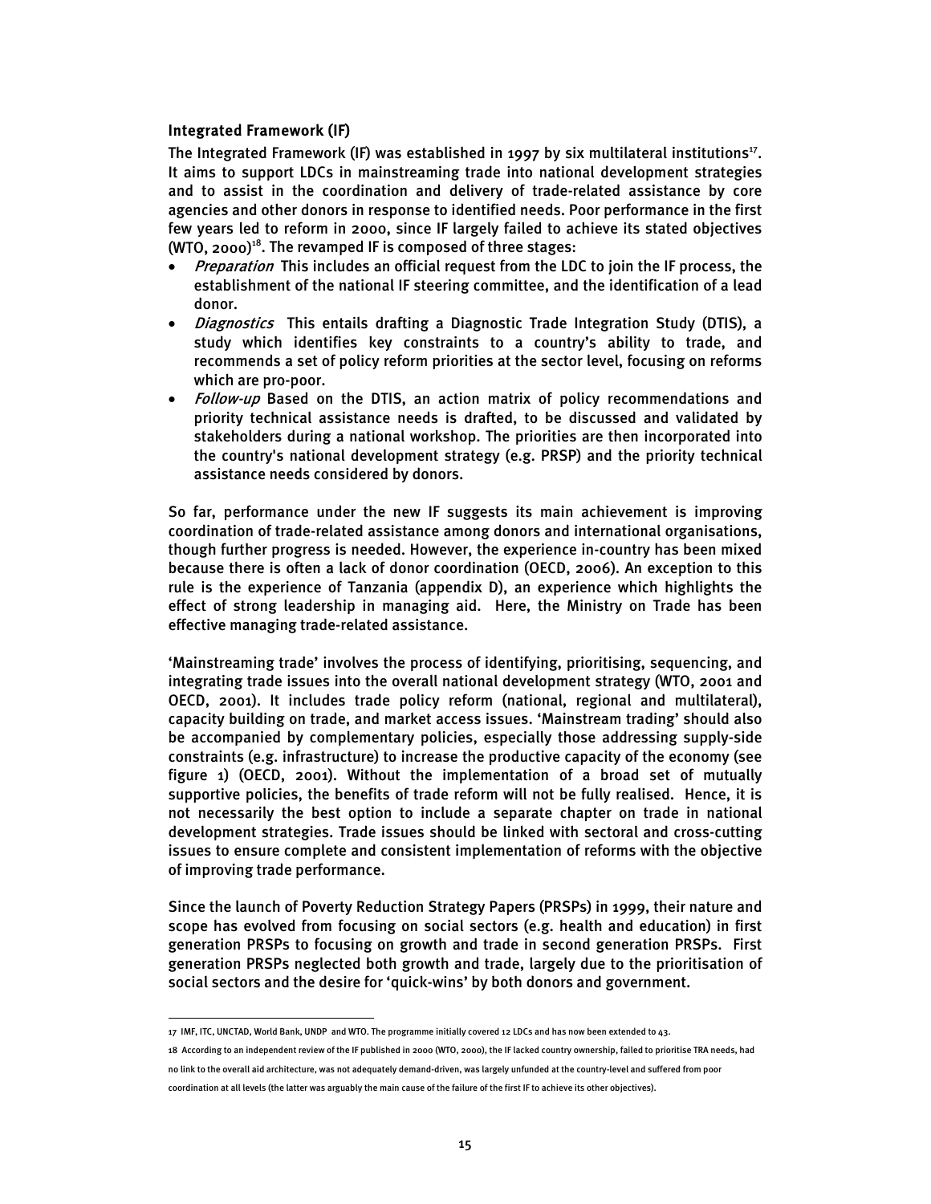### Integrated Framework (IF)

The Integrated Framework (IF) was established in 1997 by six multilateral institutions[17]. It aims to support LDCs in mainstreaming trade into national development strategies and to assist in the coordination and delivery of trade-related assistance by core agencies and other donors in response to identified needs. Poor performance in the first few years led to reform in 2000, since IF largely failed to achieve its stated objectives (WTO, 2000)[18]. The revamped IF is composed of three stages:

- *Preparation* This includes an official request from the LDC to join the IF process, the establishment of the national IF steering committee, and the identification of a lead donor.
- *Diagnostics* This entails drafting a Diagnostic Trade Integration Study (DTIS), a study which identifies key constraints to a country's ability to trade, and recommends a set of policy reform priorities at the sector level, focusing on reforms which are pro-poor.
- *Follow-up* Based on the DTIS, an action matrix of policy recommendations and priority technical assistance needs is drafted, to be discussed and validated by stakeholders during a national workshop. The priorities are then incorporated into the country's national development strategy (e.g. PRSP) and the priority technical assistance needs considered by donors.

So far, performance under the new IF suggests its main achievement is improving coordination of trade-related assistance among donors and international organisations, though further progress is needed. However, the experience in-country has been mixed because there is often a lack of donor coordination (OECD, 2006). An exception to this rule is the experience of Tanzania (appendix D), an experience which highlights the effect of strong leadership in managing aid. Here, the Ministry on Trade has been effective managing trade-related assistance.

'Mainstreaming trade' involves the process of identifying, prioritising, sequencing, and integrating trade issues into the overall national development strategy (WTO, 2001 and OECD, 2001). It includes trade policy reform (national, regional and multilateral), capacity building on trade, and market access issues. 'Mainstream trading' should also be accompanied by complementary policies, especially those addressing supply-side constraints (e.g. infrastructure) to increase the productive capacity of the economy (see figure 1) (OECD, 2001). Without the implementation of a broad set of mutually supportive policies, the benefits of trade reform will not be fully realised. Hence, it is not necessarily the best option to include a separate chapter on trade in national development strategies. Trade issues should be linked with sectoral and cross-cutting issues to ensure complete and consistent implementation of reforms with the objective of improving trade performance.

Since the launch of Poverty Reduction Strategy Papers (PRSPs) in 1999, their nature and scope has evolved from focusing on social sectors (e.g. health and education) in first generation PRSPs to focusing on growth and trade in second generation PRSPs. First generation PRSPs neglected both growth and trade, largely due to the prioritisation of social sectors and the desire for 'quick-wins' by both donors and government.

---

17 IMF, ITC, UNCTAD, World Bank, UNDP and WTO. The programme initially covered 12 LDCs and has now been extended to 43.

18 According to an independent review of the IF published in 2000 (WTO, 2000), the IF lacked country ownership, failed to prioritise TRA needs, had no link to the overall aid architecture, was not adequately demand-driven, was largely unfunded at the country-level and suffered from poor coordination at all levels (the latter was arguably the main cause of the failure of the first IF to achieve its other objectives).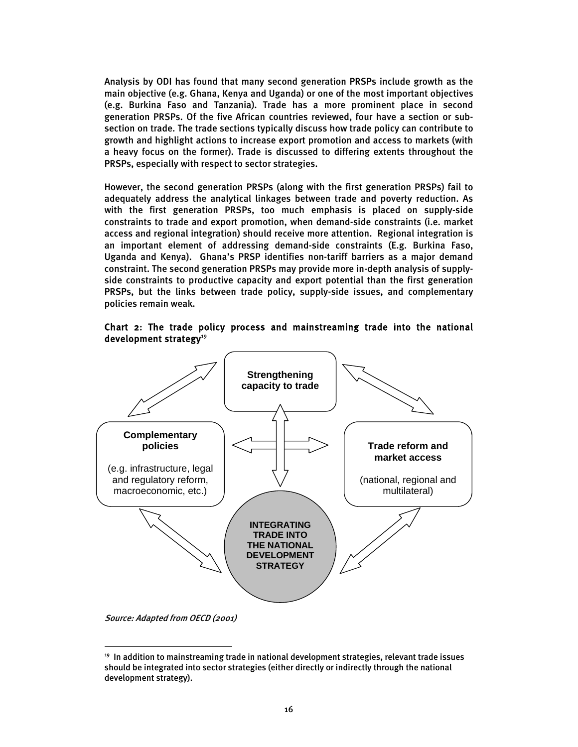Analysis by ODI has found that many second generation PRSPs include growth as the main objective (e.g. Ghana, Kenya and Uganda) or one of the most important objectives (e.g. Burkina Faso and Tanzania). Trade has a more prominent place in second generation PRSPs. Of the five African countries reviewed, four have a section or sub-section on trade. The trade sections typically discuss how trade policy can contribute to growth and highlight actions to increase export promotion and access to markets (with a heavy focus on the former). Trade is discussed to differing extents throughout the PRSPs, especially with respect to sector strategies.

However, the second generation PRSPs (along with the first generation PRSPs) fail to adequately address the analytical linkages between trade and poverty reduction. As with the first generation PRSPs, too much emphasis is placed on supply-side constraints to trade and export promotion, when demand-side constraints (i.e. market access and regional integration) should receive more attention. Regional integration is an important element of addressing demand-side constraints (E.g. Burkina Faso, Uganda and Kenya). Ghana's PRSP identifies non-tariff barriers as a major demand constraint. The second generation PRSPs may provide more in-depth analysis of supply-side constraints to productive capacity and export potential than the first generation PRSPs, but the links between trade policy, supply-side issues, and complementary policies remain weak.

**Chart 2: The trade policy process and mainstreaming trade into the national development strategy**[19]

**Strengthening capacity to trade**

**Complementary policies**

(e.g. infrastructure, legal and regulatory reform, macroeconomic, etc.)

**Trade reform and market access**

(national, regional and multilateral)

**INTEGRATING TRADE INTO THE NATIONAL DEVELOPMENT STRATEGY**

*Source: Adapted from OECD (2001)*

[19] In addition to mainstreaming trade in national development strategies, relevant trade issues should be integrated into sector strategies (either directly or indirectly through the national development strategy).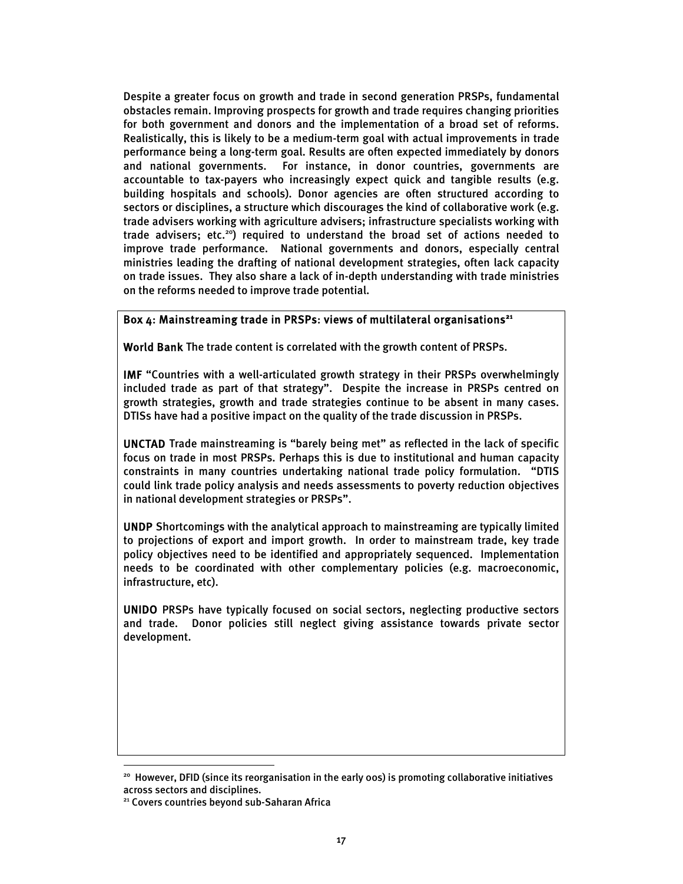Despite a greater focus on growth and trade in second generation PRSPs, fundamental obstacles remain. Improving prospects for growth and trade requires changing priorities for both government and donors and the implementation of a broad set of reforms. Realistically, this is likely to be a medium-term goal with actual improvements in trade performance being a long-term goal. Results are often expected immediately by donors and national governments. For instance, in donor countries, governments are accountable to tax-payers who increasingly expect quick and tangible results (e.g. building hospitals and schools). Donor agencies are often structured according to sectors or disciplines, a structure which discourages the kind of collaborative work (e.g. trade advisers working with agriculture advisers; infrastructure specialists working with trade advisers; etc.[20]) required to understand the broad set of actions needed to improve trade performance. National governments and donors, especially central ministries leading the drafting of national development strategies, often lack capacity on trade issues. They also share a lack of in-depth understanding with trade ministries on the reforms needed to improve trade potential.

**Box 4: Mainstreaming trade in PRSPs: views of multilateral organisations[21]**

**World Bank** The trade content is correlated with the growth content of PRSPs.

**IMF** "Countries with a well-articulated growth strategy in their PRSPs overwhelmingly included trade as part of that strategy". Despite the increase in PRSPs centred on growth strategies, growth and trade strategies continue to be absent in many cases. DTISs have had a positive impact on the quality of the trade discussion in PRSPs.

**UNCTAD** Trade mainstreaming is "barely being met" as reflected in the lack of specific focus on trade in most PRSPs. Perhaps this is due to institutional and human capacity constraints in many countries undertaking national trade policy formulation. "DTIS could link trade policy analysis and needs assessments to poverty reduction objectives in national development strategies or PRSPs".

**UNDP** Shortcomings with the analytical approach to mainstreaming are typically limited to projections of export and import growth. In order to mainstream trade, key trade policy objectives need to be identified and appropriately sequenced. Implementation needs to be coordinated with other complementary policies (e.g. macroeconomic, infrastructure, etc).

**UNIDO** PRSPs have typically focused on social sectors, neglecting productive sectors and trade. Donor policies still neglect giving assistance towards private sector development.

---

[20] However, DFID (since its reorganisation in the early 00s) is promoting collaborative initiatives across sectors and disciplines.

[21] Covers countries beyond sub-Saharan Africa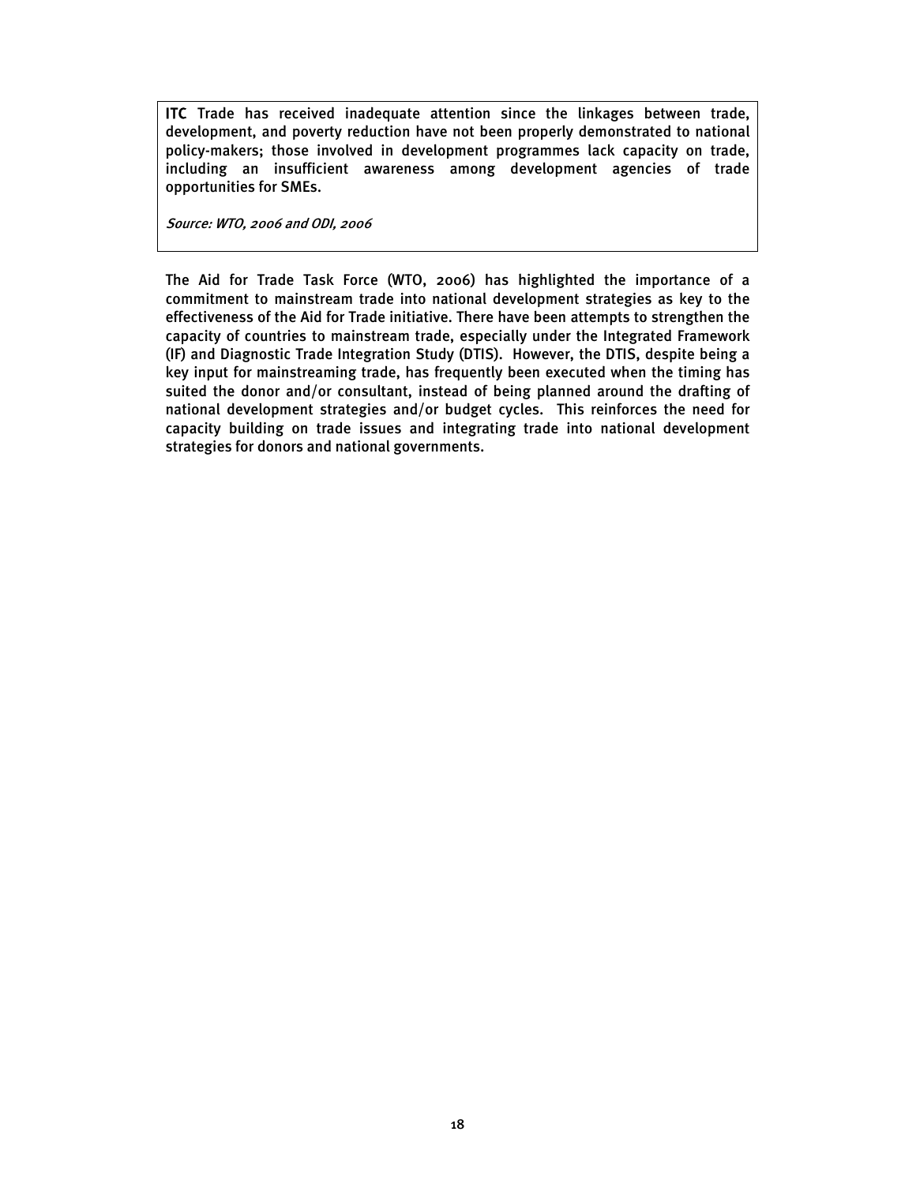**ITC** Trade has received inadequate attention since the linkages between trade, development, and poverty reduction have not been properly demonstrated to national policy-makers; those involved in development programmes lack capacity on trade, including an insufficient awareness among development agencies of trade opportunities for SMEs.

*Source: WTO, 2006 and ODI, 2006*

The Aid for Trade Task Force (WTO, 2006) has highlighted the importance of a commitment to mainstream trade into national development strategies as key to the effectiveness of the Aid for Trade initiative. There have been attempts to strengthen the capacity of countries to mainstream trade, especially under the Integrated Framework (IF) and Diagnostic Trade Integration Study (DTIS). However, the DTIS, despite being a key input for mainstreaming trade, has frequently been executed when the timing has suited the donor and/or consultant, instead of being planned around the drafting of national development strategies and/or budget cycles. This reinforces the need for capacity building on trade issues and integrating trade into national development strategies for donors and national governments.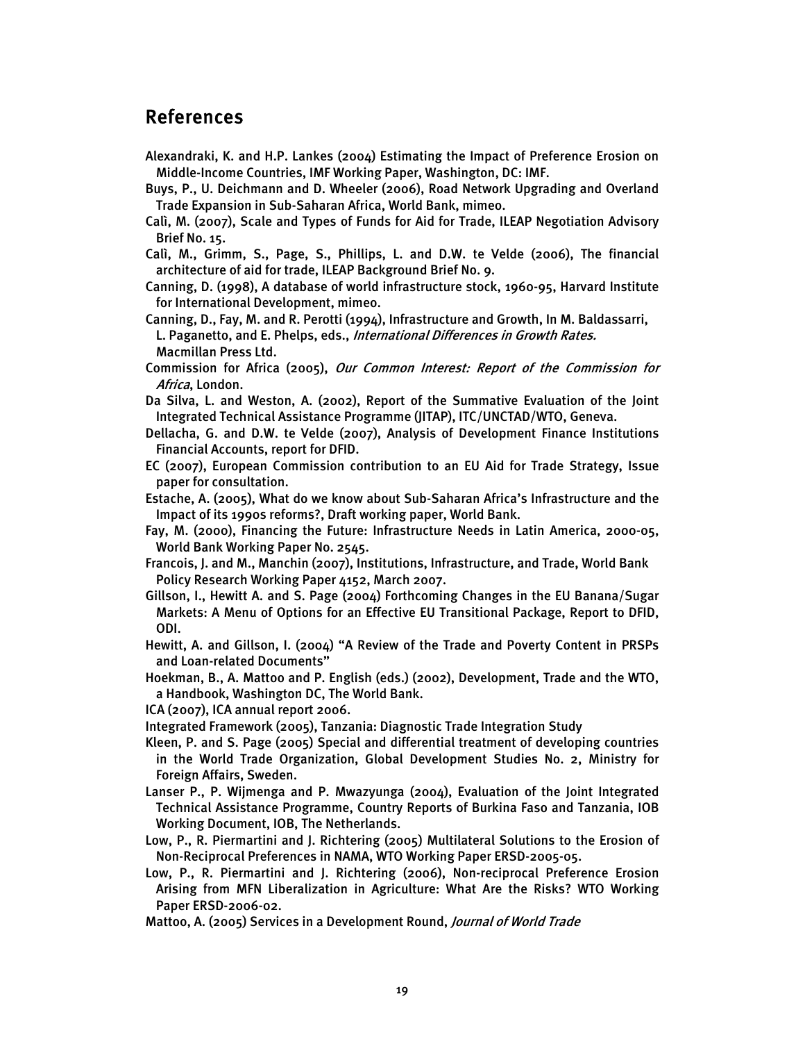## References

Alexandraki, K. and H.P. Lankes (2004) Estimating the Impact of Preference Erosion on Middle-Income Countries, IMF Working Paper, Washington, DC: IMF.

Buys, P., U. Deichmann and D. Wheeler (2006), Road Network Upgrading and Overland Trade Expansion in Sub-Saharan Africa, World Bank, mimeo.

Calì, M. (2007), Scale and Types of Funds for Aid for Trade, ILEAP Negotiation Advisory Brief No. 15.

Calì, M., Grimm, S., Page, S., Phillips, L. and D.W. te Velde (2006), The financial architecture of aid for trade, ILEAP Background Brief No. 9.

Canning, D. (1998), A database of world infrastructure stock, 1960-95, Harvard Institute for International Development, mimeo.

Canning, D., Fay, M. and R. Perotti (1994), Infrastructure and Growth, In M. Baldassarri, L. Paganetto, and E. Phelps, eds., *International Differences in Growth Rates.* Macmillan Press Ltd.

Commission for Africa (2005), *Our Common Interest: Report of the Commission for Africa*, London.

Da Silva, L. and Weston, A. (2002), Report of the Summative Evaluation of the Joint Integrated Technical Assistance Programme (JITAP), ITC/UNCTAD/WTO, Geneva.

Dellacha, G. and D.W. te Velde (2007), Analysis of Development Finance Institutions Financial Accounts, report for DFID.

EC (2007), European Commission contribution to an EU Aid for Trade Strategy, Issue paper for consultation.

Estache, A. (2005), What do we know about Sub-Saharan Africa's Infrastructure and the Impact of its 1990s reforms?, Draft working paper, World Bank.

Fay, M. (2000), Financing the Future: Infrastructure Needs in Latin America, 2000-05, World Bank Working Paper No. 2545.

Francois, J. and M., Manchin (2007), Institutions, Infrastructure, and Trade, World Bank Policy Research Working Paper 4152, March 2007.

Gillson, I., Hewitt A. and S. Page (2004) Forthcoming Changes in the EU Banana/Sugar Markets: A Menu of Options for an Effective EU Transitional Package, Report to DFID, ODI.

Hewitt, A. and Gillson, I. (2004) "A Review of the Trade and Poverty Content in PRSPs and Loan-related Documents"

Hoekman, B., A. Mattoo and P. English (eds.) (2002), Development, Trade and the WTO, a Handbook, Washington DC, The World Bank.

ICA (2007), ICA annual report 2006.

Integrated Framework (2005), Tanzania: Diagnostic Trade Integration Study

Kleen, P. and S. Page (2005) Special and differential treatment of developing countries in the World Trade Organization, Global Development Studies No. 2, Ministry for Foreign Affairs, Sweden.

Lanser P., P. Wijmenga and P. Mwazyunga (2004), Evaluation of the Joint Integrated Technical Assistance Programme, Country Reports of Burkina Faso and Tanzania, IOB Working Document, IOB, The Netherlands.

Low, P., R. Piermartini and J. Richtering (2005) Multilateral Solutions to the Erosion of Non-Reciprocal Preferences in NAMA, WTO Working Paper ERSD-2005-05.

Low, P., R. Piermartini and J. Richtering (2006), Non-reciprocal Preference Erosion Arising from MFN Liberalization in Agriculture: What Are the Risks? WTO Working Paper ERSD-2006-02.

Mattoo, A. (2005) Services in a Development Round, *Journal of World Trade*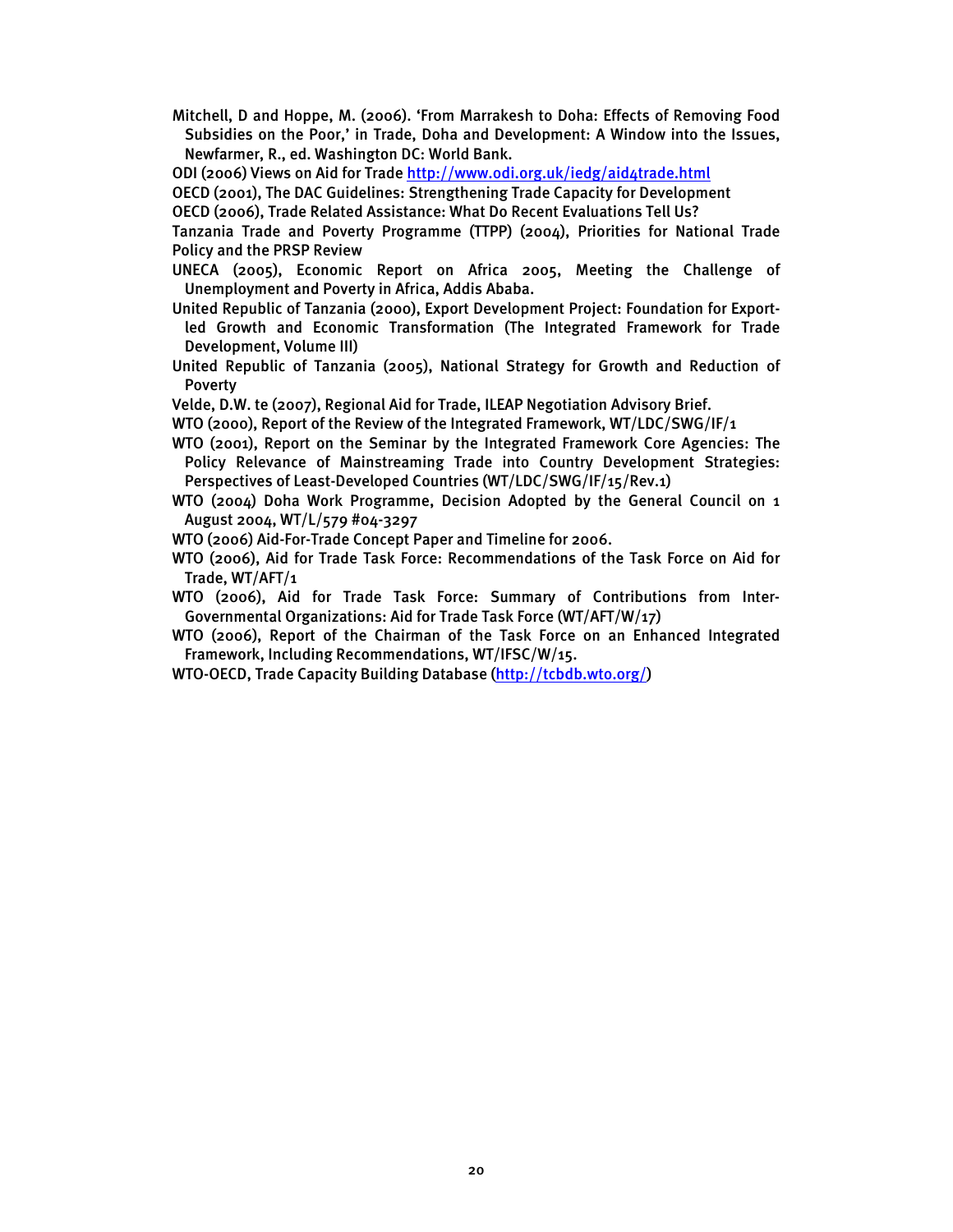Mitchell, D and Hoppe, M. (2006). 'From Marrakesh to Doha: Effects of Removing Food Subsidies on the Poor,' in Trade, Doha and Development: A Window into the Issues, Newfarmer, R., ed. Washington DC: World Bank.

ODI (2006) Views on Aid for Trade http://www.odi.org.uk/iedg/aid4trade.html

OECD (2001), The DAC Guidelines: Strengthening Trade Capacity for Development

OECD (2006), Trade Related Assistance: What Do Recent Evaluations Tell Us?

Tanzania Trade and Poverty Programme (TTPP) (2004), Priorities for National Trade Policy and the PRSP Review

UNECA (2005), Economic Report on Africa 2005, Meeting the Challenge of Unemployment and Poverty in Africa, Addis Ababa.

United Republic of Tanzania (2000), Export Development Project: Foundation for Export-led Growth and Economic Transformation (The Integrated Framework for Trade Development, Volume III)

United Republic of Tanzania (2005), National Strategy for Growth and Reduction of Poverty

Velde, D.W. te (2007), Regional Aid for Trade, ILEAP Negotiation Advisory Brief.

WTO (2000), Report of the Review of the Integrated Framework, WT/LDC/SWG/IF/1

WTO (2001), Report on the Seminar by the Integrated Framework Core Agencies: The Policy Relevance of Mainstreaming Trade into Country Development Strategies: Perspectives of Least-Developed Countries (WT/LDC/SWG/IF/15/Rev.1)

WTO (2004) Doha Work Programme, Decision Adopted by the General Council on 1 August 2004, WT/L/579 #04-3297

WTO (2006) Aid-For-Trade Concept Paper and Timeline for 2006.

WTO (2006), Aid for Trade Task Force: Recommendations of the Task Force on Aid for Trade, WT/AFT/1

WTO (2006), Aid for Trade Task Force: Summary of Contributions from Inter-Governmental Organizations: Aid for Trade Task Force (WT/AFT/W/17)

WTO (2006), Report of the Chairman of the Task Force on an Enhanced Integrated Framework, Including Recommendations, WT/IFSC/W/15.

WTO-OECD, Trade Capacity Building Database (http://tcbdb.wto.org/)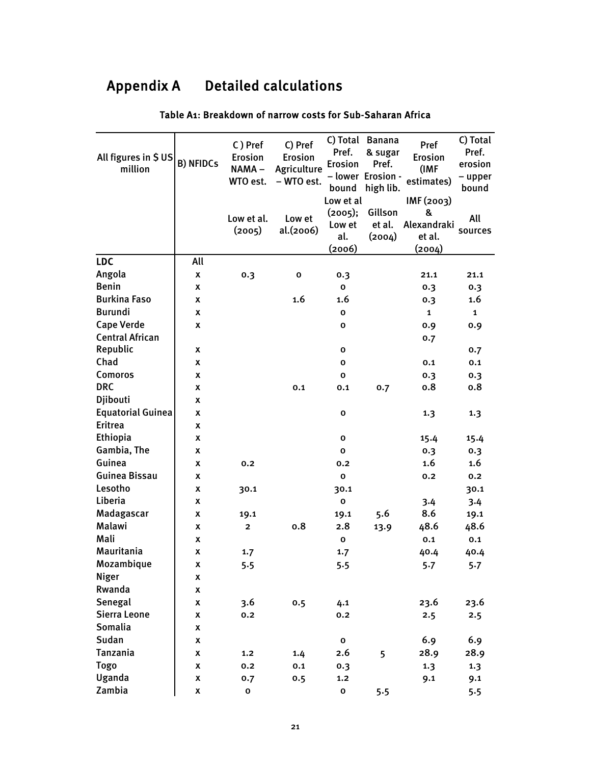# Appendix A Detailed calculations

**Table A1: Breakdown of narrow costs for Sub-Saharan Africa**

| All figures in $ US million | B) NFIDCs | C ) Pref Erosion NAMA – WTO est. | C) Pref Erosion Agriculture – WTO est. | C) Total Pref. Erosion – lower bound | Banana & sugar Pref. Erosion - high lib. | Pref Erosion (IMF estimates) | C) Total Pref. erosion – upper bound |
|---|---|---|---|---|---|---|---|
| | | Low et al. (2005) | Low et al.(2006) | Low et al (2005); Low et al. (2006) | Gillson et al. (2004) | IMF (2003) & Alexandraki et al. (2004) | All sources |
| **LDC** | **All** | | | | | | |
| Angola | x | 0.3 | 0 | 0.3 | | 21.1 | 21.1 |
| Benin | x | | | 0 | | 0.3 | 0.3 |
| Burkina Faso | x | | 1.6 | 1.6 | | 0.3 | 1.6 |
| Burundi | x | | | 0 | | 1 | 1 |
| Cape Verde | x | | | 0 | | 0.9 | 0.9 |
| Central African Republic | x | | | 0 | | 0.7 | 0.7 |
| Chad | x | | | 0 | | 0.1 | 0.1 |
| Comoros | x | | | 0 | | 0.3 | 0.3 |
| DRC | x | | 0.1 | 0.1 | 0.7 | 0.8 | 0.8 |
| Djibouti | x | | | | | | |
| Equatorial Guinea | x | | | 0 | | 1.3 | 1.3 |
| Eritrea | x | | | | | | |
| Ethiopia | x | | | 0 | | 15.4 | 15.4 |
| Gambia, The | x | | | 0 | | 0.3 | 0.3 |
| Guinea | x | 0.2 | | 0.2 | | 1.6 | 1.6 |
| Guinea Bissau | x | | | 0 | | 0.2 | 0.2 |
| Lesotho | x | 30.1 | | 30.1 | | | 30.1 |
| Liberia | x | | | 0 | | 3.4 | 3.4 |
| Madagascar | x | 19.1 | | 19.1 | 5.6 | 8.6 | 19.1 |
| Malawi | x | 2 | 0.8 | 2.8 | 13.9 | 48.6 | 48.6 |
| Mali | x | | | 0 | | 0.1 | 0.1 |
| Mauritania | x | 1.7 | | 1.7 | | 40.4 | 40.4 |
| Mozambique | x | 5.5 | | 5.5 | | 5.7 | 5.7 |
| Niger | x | | | | | | |
| Rwanda | x | | | | | | |
| Senegal | x | 3.6 | 0.5 | 4.1 | | 23.6 | 23.6 |
| Sierra Leone | x | 0.2 | | 0.2 | | 2.5 | 2.5 |
| Somalia | x | | | | | | |
| Sudan | x | | | 0 | | 6.9 | 6.9 |
| Tanzania | x | 1.2 | 1.4 | 2.6 | 5 | 28.9 | 28.9 |
| Togo | x | 0.2 | 0.1 | 0.3 | | 1.3 | 1.3 |
| Uganda | x | 0.7 | 0.5 | 1.2 | | 9.1 | 9.1 |
| Zambia | x | 0 | | 0 | 5.5 | | 5.5 |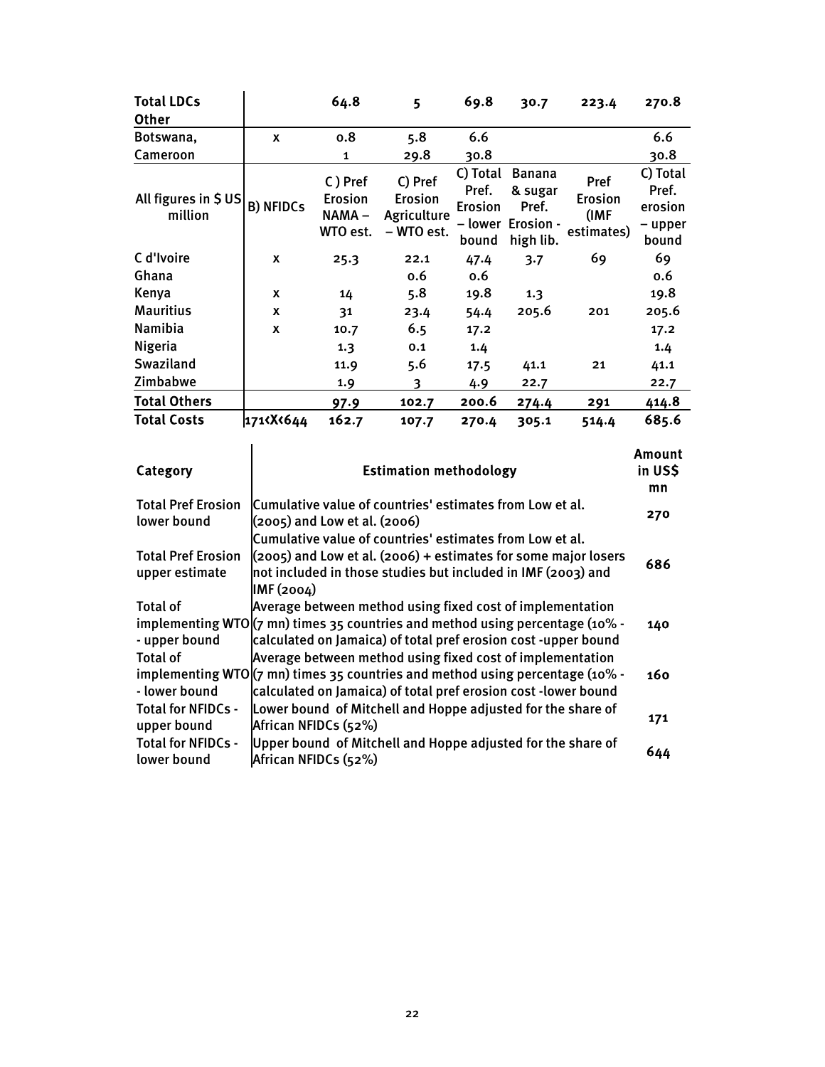| Total LDCs | | 64.8 | 5 | 69.8 | 30.7 | 223.4 | 270.8 |
|---|---|---|---|---|---|---|---|
| **Other** | | | | | | | |
| Botswana, | x | 0.8 | 5.8 | 6.6 | | | 6.6 |
| Cameroon | | 1 | 29.8 | 30.8 | | | 30.8 |
| All figures in $ US million | B) NFIDCs | C ) Pref Erosion NAMA – WTO est. | C) Pref Erosion Agriculture – WTO est. | C) Total Pref. Erosion – lower bound | Banana & sugar Pref. Erosion - high lib. | Pref Erosion (IMF estimates) | C) Total Pref. erosion – upper bound |
| C d'Ivoire | x | 25.3 | 22.1 | 47.4 | 3.7 | 69 | 69 |
| Ghana | | | 0.6 | 0.6 | | | 0.6 |
| Kenya | x | 14 | 5.8 | 19.8 | 1.3 | | 19.8 |
| Mauritius | x | 31 | 23.4 | 54.4 | 205.6 | 201 | 205.6 |
| Namibia | x | 10.7 | 6.5 | 17.2 | | | 17.2 |
| Nigeria | | 1.3 | 0.1 | 1.4 | | | 1.4 |
| Swaziland | | 11.9 | 5.6 | 17.5 | 41.1 | 21 | 41.1 |
| Zimbabwe | | 1.9 | 3 | 4.9 | 22.7 | | 22.7 |
| **Total Others** | | 97.9 | 102.7 | 200.6 | 274.4 | 291 | 414.8 |
| **Total Costs** | 171<X<644 | 162.7 | 107.7 | 270.4 | 305.1 | 514.4 | 685.6 |

| Category | Estimation methodology | Amount in US$ mn |
|---|---|---|
| Total Pref Erosion lower bound | Cumulative value of countries' estimates from Low et al. (2005) and Low et al. (2006) | 270 |
| Total Pref Erosion upper estimate | Cumulative value of countries' estimates from Low et al. (2005) and Low et al. (2006) + estimates for some major losers not included in those studies but included in IMF (2003) and IMF (2004) | 686 |
| Total of implementing WTO - upper bound | Average between method using fixed cost of implementation (7 mn) times 35 countries and method using percentage (10% - calculated on Jamaica) of total pref erosion cost -upper bound | 140 |
| Total of implementing WTO - lower bound | Average between method using fixed cost of implementation (7 mn) times 35 countries and method using percentage (10% - calculated on Jamaica) of total pref erosion cost -lower bound | 160 |
| Total for NFIDCs - upper bound | Lower bound of Mitchell and Hoppe adjusted for the share of African NFIDCs (52%) | 171 |
| Total for NFIDCs - lower bound | Upper bound of Mitchell and Hoppe adjusted for the share of African NFIDCs (52%) | 644 |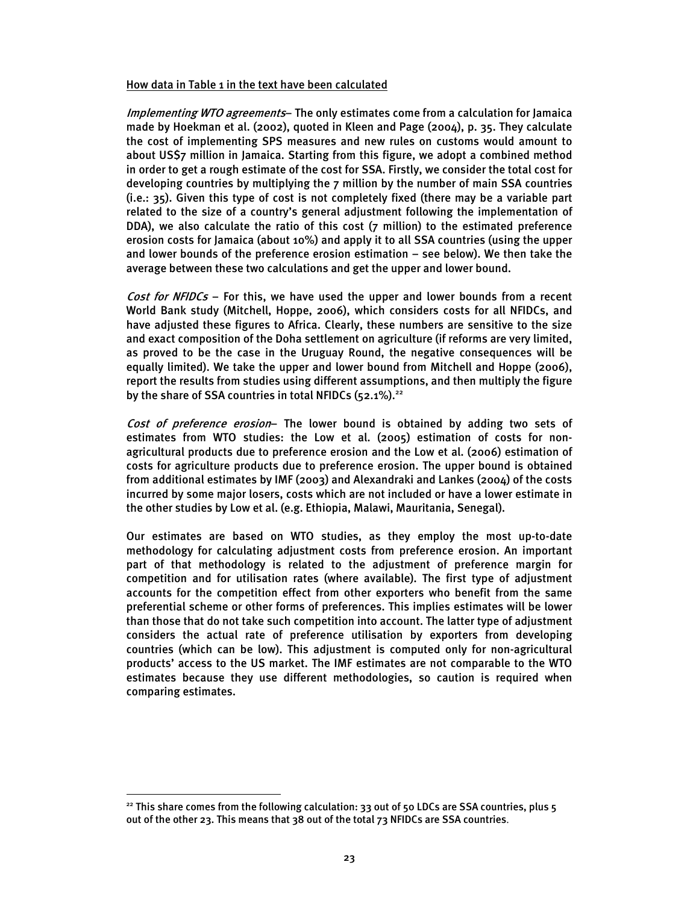How data in Table 1 in the text have been calculated

*Implementing WTO agreements*– The only estimates come from a calculation for Jamaica made by Hoekman et al. (2002), quoted in Kleen and Page (2004), p. 35. They calculate the cost of implementing SPS measures and new rules on customs would amount to about US$7 million in Jamaica. Starting from this figure, we adopt a combined method in order to get a rough estimate of the cost for SSA. Firstly, we consider the total cost for developing countries by multiplying the 7 million by the number of main SSA countries (i.e.: 35). Given this type of cost is not completely fixed (there may be a variable part related to the size of a country's general adjustment following the implementation of DDA), we also calculate the ratio of this cost (7 million) to the estimated preference erosion costs for Jamaica (about 10%) and apply it to all SSA countries (using the upper and lower bounds of the preference erosion estimation – see below). We then take the average between these two calculations and get the upper and lower bound.

*Cost for NFIDCs* – For this, we have used the upper and lower bounds from a recent World Bank study (Mitchell, Hoppe, 2006), which considers costs for all NFIDCs, and have adjusted these figures to Africa. Clearly, these numbers are sensitive to the size and exact composition of the Doha settlement on agriculture (if reforms are very limited, as proved to be the case in the Uruguay Round, the negative consequences will be equally limited). We take the upper and lower bound from Mitchell and Hoppe (2006), report the results from studies using different assumptions, and then multiply the figure by the share of SSA countries in total NFIDCs (52.1%).[22]

*Cost of preference erosion*– The lower bound is obtained by adding two sets of estimates from WTO studies: the Low et al. (2005) estimation of costs for non-agricultural products due to preference erosion and the Low et al. (2006) estimation of costs for agriculture products due to preference erosion. The upper bound is obtained from additional estimates by IMF (2003) and Alexandraki and Lankes (2004) of the costs incurred by some major losers, costs which are not included or have a lower estimate in the other studies by Low et al. (e.g. Ethiopia, Malawi, Mauritania, Senegal).

Our estimates are based on WTO studies, as they employ the most up-to-date methodology for calculating adjustment costs from preference erosion. An important part of that methodology is related to the adjustment of preference margin for competition and for utilisation rates (where available). The first type of adjustment accounts for the competition effect from other exporters who benefit from the same preferential scheme or other forms of preferences. This implies estimates will be lower than those that do not take such competition into account. The latter type of adjustment considers the actual rate of preference utilisation by exporters from developing countries (which can be low). This adjustment is computed only for non-agricultural products' access to the US market. The IMF estimates are not comparable to the WTO estimates because they use different methodologies, so caution is required when comparing estimates.

[22] This share comes from the following calculation: 33 out of 50 LDCs are SSA countries, plus 5 out of the other 23. This means that 38 out of the total 73 NFIDCs are SSA countries.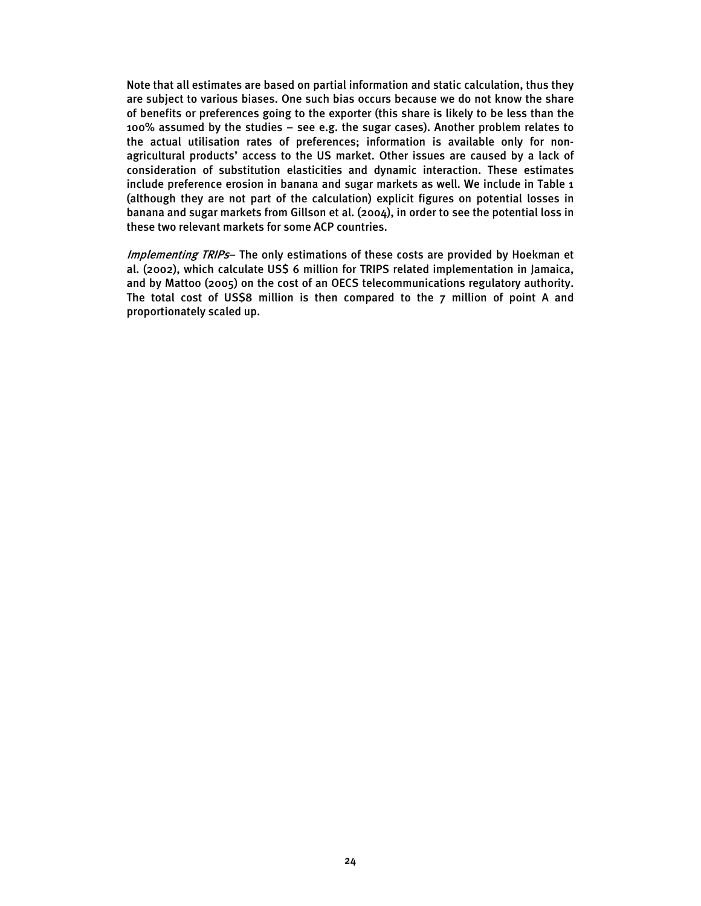Note that all estimates are based on partial information and static calculation, thus they are subject to various biases. One such bias occurs because we do not know the share of benefits or preferences going to the exporter (this share is likely to be less than the 100% assumed by the studies – see e.g. the sugar cases). Another problem relates to the actual utilisation rates of preferences; information is available only for non-agricultural products' access to the US market. Other issues are caused by a lack of consideration of substitution elasticities and dynamic interaction. These estimates include preference erosion in banana and sugar markets as well. We include in Table 1 (although they are not part of the calculation) explicit figures on potential losses in banana and sugar markets from Gillson et al. (2004), in order to see the potential loss in these two relevant markets for some ACP countries.

*Implementing TRIPs*– The only estimations of these costs are provided by Hoekman et al. (2002), which calculate US$ 6 million for TRIPS related implementation in Jamaica, and by Mattoo (2005) on the cost of an OECS telecommunications regulatory authority. The total cost of US$8 million is then compared to the 7 million of point A and proportionately scaled up.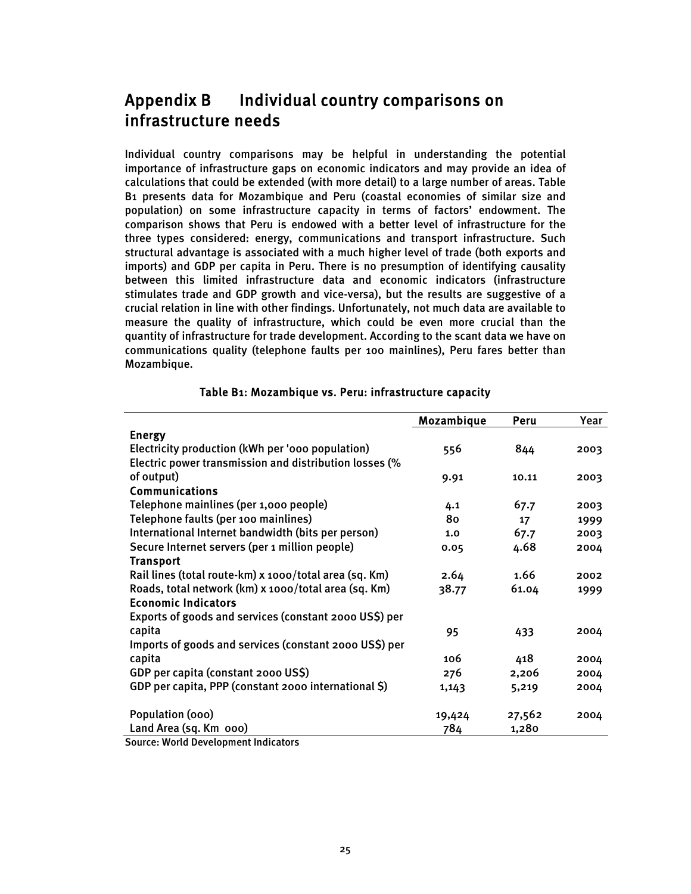## Appendix B Individual country comparisons on infrastructure needs

Individual country comparisons may be helpful in understanding the potential importance of infrastructure gaps on economic indicators and may provide an idea of calculations that could be extended (with more detail) to a large number of areas. Table B1 presents data for Mozambique and Peru (coastal economies of similar size and population) on some infrastructure capacity in terms of factors' endowment. The comparison shows that Peru is endowed with a better level of infrastructure for the three types considered: energy, communications and transport infrastructure. Such structural advantage is associated with a much higher level of trade (both exports and imports) and GDP per capita in Peru. There is no presumption of identifying causality between this limited infrastructure data and economic indicators (infrastructure stimulates trade and GDP growth and vice-versa), but the results are suggestive of a crucial relation in line with other findings. Unfortunately, not much data are available to measure the quality of infrastructure, which could be even more crucial than the quantity of infrastructure for trade development. According to the scant data we have on communications quality (telephone faults per 100 mainlines), Peru fares better than Mozambique.

**Table B1: Mozambique vs. Peru: infrastructure capacity**

| | Mozambique | Peru | Year |
|---|---|---|---|
| **Energy** | | | |
| Electricity production (kWh per '000 population) | 556 | 844 | 2003 |
| Electric power transmission and distribution losses (% of output) | 9.91 | 10.11 | 2003 |
| **Communications** | | | |
| Telephone mainlines (per 1,000 people) | 4.1 | 67.7 | 2003 |
| Telephone faults (per 100 mainlines) | 80 | 17 | 1999 |
| International Internet bandwidth (bits per person) | 1.0 | 67.7 | 2003 |
| Secure Internet servers (per 1 million people) | 0.05 | 4.68 | 2004 |
| **Transport** | | | |
| Rail lines (total route-km) x 1000/total area (sq. Km) | 2.64 | 1.66 | 2002 |
| Roads, total network (km) x 1000/total area (sq. Km) | 38.77 | 61.04 | 1999 |
| **Economic Indicators** | | | |
| Exports of goods and services (constant 2000 US$) per capita | 95 | 433 | 2004 |
| Imports of goods and services (constant 2000 US$) per capita | 106 | 418 | 2004 |
| GDP per capita (constant 2000 US$) | 276 | 2,206 | 2004 |
| GDP per capita, PPP (constant 2000 international $) | 1,143 | 5,219 | 2004 |
| Population (000) | 19,424 | 27,562 | 2004 |
| Land Area (sq. Km 000) | 784 | 1,280 | |

Source: World Development Indicators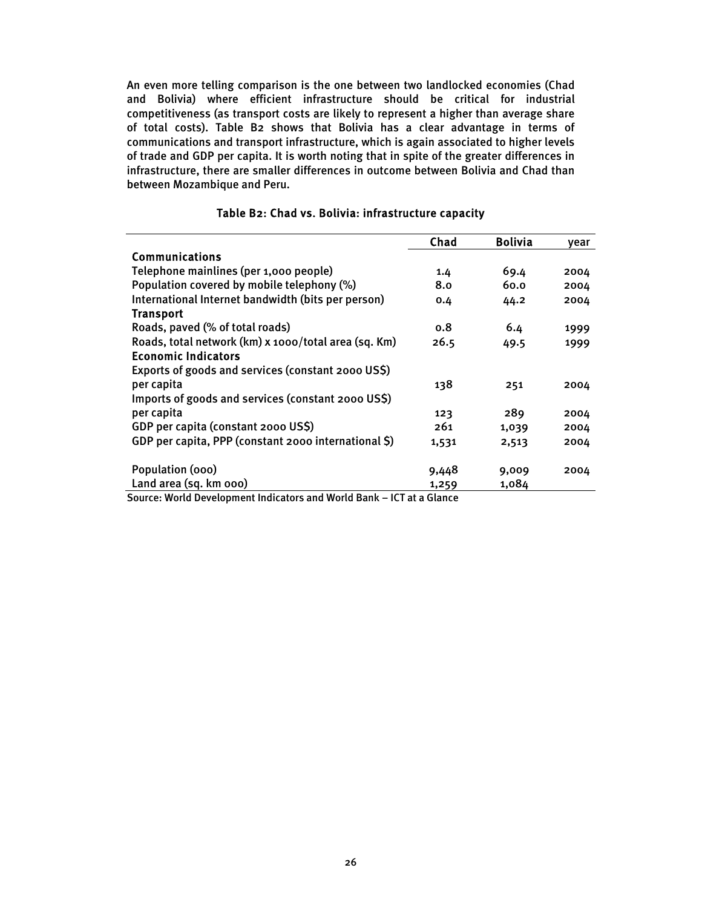An even more telling comparison is the one between two landlocked economies (Chad and Bolivia) where efficient infrastructure should be critical for industrial competitiveness (as transport costs are likely to represent a higher than average share of total costs). Table B2 shows that Bolivia has a clear advantage in terms of communications and transport infrastructure, which is again associated to higher levels of trade and GDP per capita. It is worth noting that in spite of the greater differences in infrastructure, there are smaller differences in outcome between Bolivia and Chad than between Mozambique and Peru.

**Table B2: Chad vs. Bolivia: infrastructure capacity**

| | Chad | Bolivia | year |
|---|---|---|---|
| **Communications** | | | |
| Telephone mainlines (per 1,000 people) | 1.4 | 69.4 | 2004 |
| Population covered by mobile telephony (%) | 8.0 | 60.0 | 2004 |
| International Internet bandwidth (bits per person) | 0.4 | 44.2 | 2004 |
| **Transport** | | | |
| Roads, paved (% of total roads) | 0.8 | 6.4 | 1999 |
| Roads, total network (km) x 1000/total area (sq. Km) | 26.5 | 49.5 | 1999 |
| **Economic Indicators** | | | |
| Exports of goods and services (constant 2000 US$) per capita | 138 | 251 | 2004 |
| Imports of goods and services (constant 2000 US$) per capita | 123 | 289 | 2004 |
| GDP per capita (constant 2000 US$) | 261 | 1,039 | 2004 |
| GDP per capita, PPP (constant 2000 international $) | 1,531 | 2,513 | 2004 |
| Population (000) | 9,448 | 9,009 | 2004 |
| Land area (sq. km 000) | 1,259 | 1,084 | |

Source: World Development Indicators and World Bank – ICT at a Glance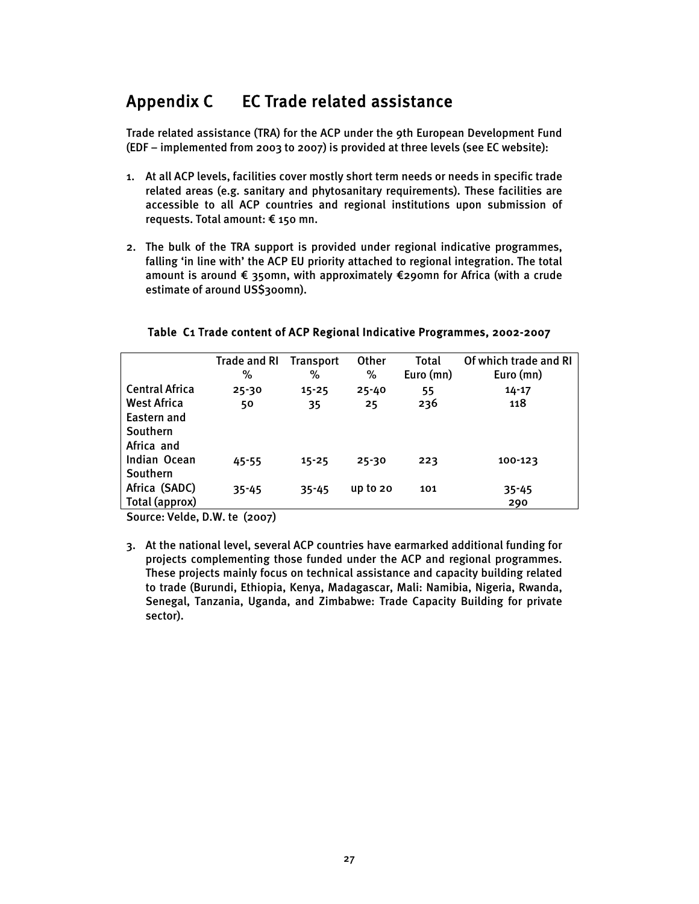## Appendix C EC Trade related assistance

Trade related assistance (TRA) for the ACP under the 9th European Development Fund (EDF – implemented from 2003 to 2007) is provided at three levels (see EC website):

1. At all ACP levels, facilities cover mostly short term needs or needs in specific trade related areas (e.g. sanitary and phytosanitary requirements). These facilities are accessible to all ACP countries and regional institutions upon submission of requests. Total amount: € 150 mn.

2. The bulk of the TRA support is provided under regional indicative programmes, falling 'in line with' the ACP EU priority attached to regional integration. The total amount is around € 350mn, with approximately €290mn for Africa (with a crude estimate of around US$300mn).

**Table C1 Trade content of ACP Regional Indicative Programmes, 2002-2007**

| | Trade and RI % | Transport % | Other % | Total Euro (mn) | Of which trade and RI Euro (mn) |
|---|---|---|---|---|---|
| Central Africa | 25-30 | 15-25 | 25-40 | 55 | 14-17 |
| West Africa | 50 | 35 | 25 | 236 | 118 |
| Eastern and Southern Africa and Indian Ocean | 45-55 | 15-25 | 25-30 | 223 | 100-123 |
| Southern Africa (SADC) | 35-45 | 35-45 | up to 20 | 101 | 35-45 |
| Total (approx) | | | | | 290 |

Source: Velde, D.W. te (2007)

3. At the national level, several ACP countries have earmarked additional funding for projects complementing those funded under the ACP and regional programmes. These projects mainly focus on technical assistance and capacity building related to trade (Burundi, Ethiopia, Kenya, Madagascar, Mali: Namibia, Nigeria, Rwanda, Senegal, Tanzania, Uganda, and Zimbabwe: Trade Capacity Building for private sector).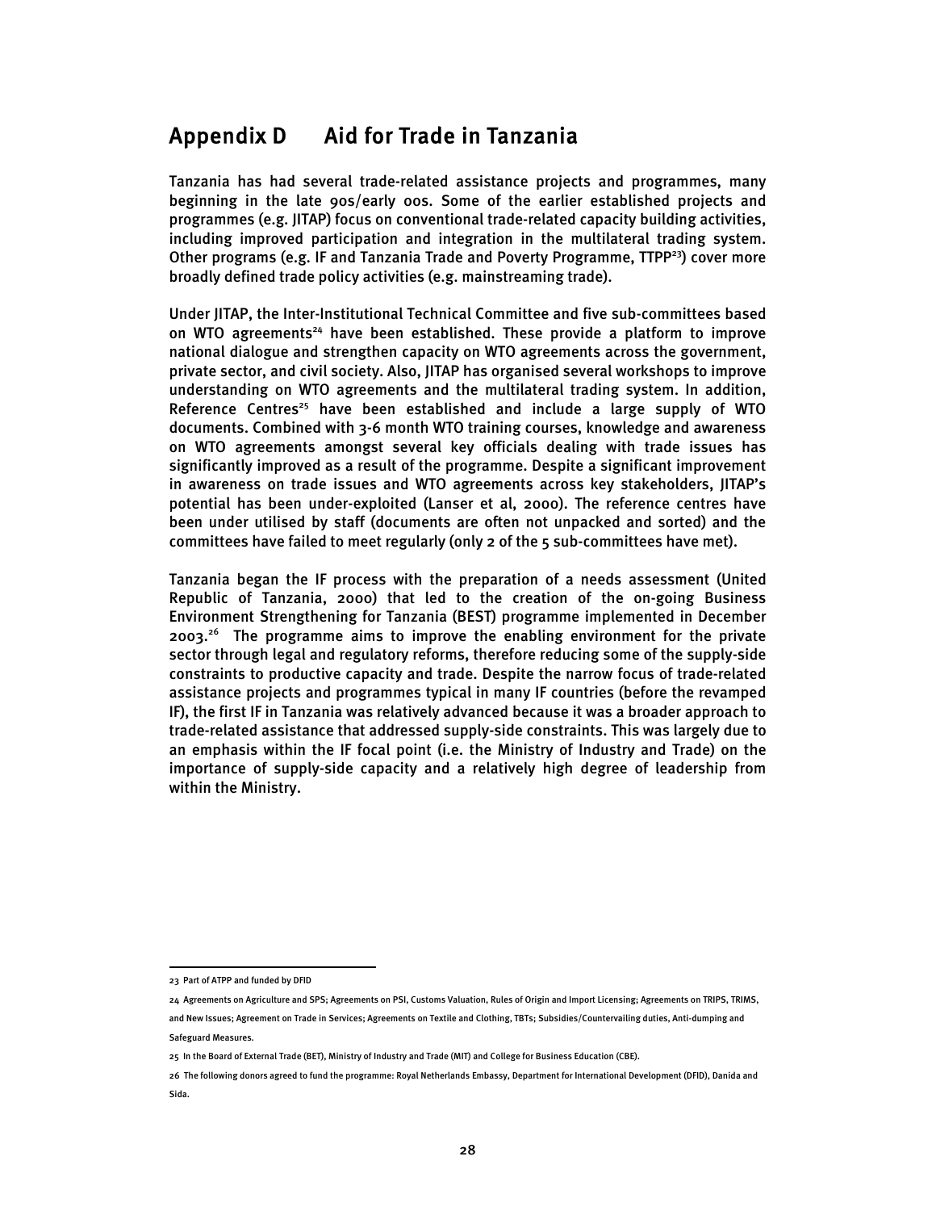# Appendix D Aid for Trade in Tanzania

Tanzania has had several trade-related assistance projects and programmes, many beginning in the late 90s/early 00s. Some of the earlier established projects and programmes (e.g. JITAP) focus on conventional trade-related capacity building activities, including improved participation and integration in the multilateral trading system. Other programs (e.g. IF and Tanzania Trade and Poverty Programme, TTPP[23]) cover more broadly defined trade policy activities (e.g. mainstreaming trade).

Under JITAP, the Inter-Institutional Technical Committee and five sub-committees based on WTO agreements[24] have been established. These provide a platform to improve national dialogue and strengthen capacity on WTO agreements across the government, private sector, and civil society. Also, JITAP has organised several workshops to improve understanding on WTO agreements and the multilateral trading system. In addition, Reference Centres[25] have been established and include a large supply of WTO documents. Combined with 3-6 month WTO training courses, knowledge and awareness on WTO agreements amongst several key officials dealing with trade issues has significantly improved as a result of the programme. Despite a significant improvement in awareness on trade issues and WTO agreements across key stakeholders, JITAP's potential has been under-exploited (Lanser et al, 2000). The reference centres have been under utilised by staff (documents are often not unpacked and sorted) and the committees have failed to meet regularly (only 2 of the 5 sub-committees have met).

Tanzania began the IF process with the preparation of a needs assessment (United Republic of Tanzania, 2000) that led to the creation of the on-going Business Environment Strengthening for Tanzania (BEST) programme implemented in December 2003.[26] The programme aims to improve the enabling environment for the private sector through legal and regulatory reforms, therefore reducing some of the supply-side constraints to productive capacity and trade. Despite the narrow focus of trade-related assistance projects and programmes typical in many IF countries (before the revamped IF), the first IF in Tanzania was relatively advanced because it was a broader approach to trade-related assistance that addressed supply-side constraints. This was largely due to an emphasis within the IF focal point (i.e. the Ministry of Industry and Trade) on the importance of supply-side capacity and a relatively high degree of leadership from within the Ministry.

---

23 Part of ATPP and funded by DFID

24 Agreements on Agriculture and SPS; Agreements on PSI, Customs Valuation, Rules of Origin and Import Licensing; Agreements on TRIPS, TRIMS, and New Issues; Agreement on Trade in Services; Agreements on Textile and Clothing, TBTs; Subsidies/Countervailing duties, Anti-dumping and Safeguard Measures.

25 In the Board of External Trade (BET), Ministry of Industry and Trade (MIT) and College for Business Education (CBE).

26 The following donors agreed to fund the programme: Royal Netherlands Embassy, Department for International Development (DFID), Danida and Sida.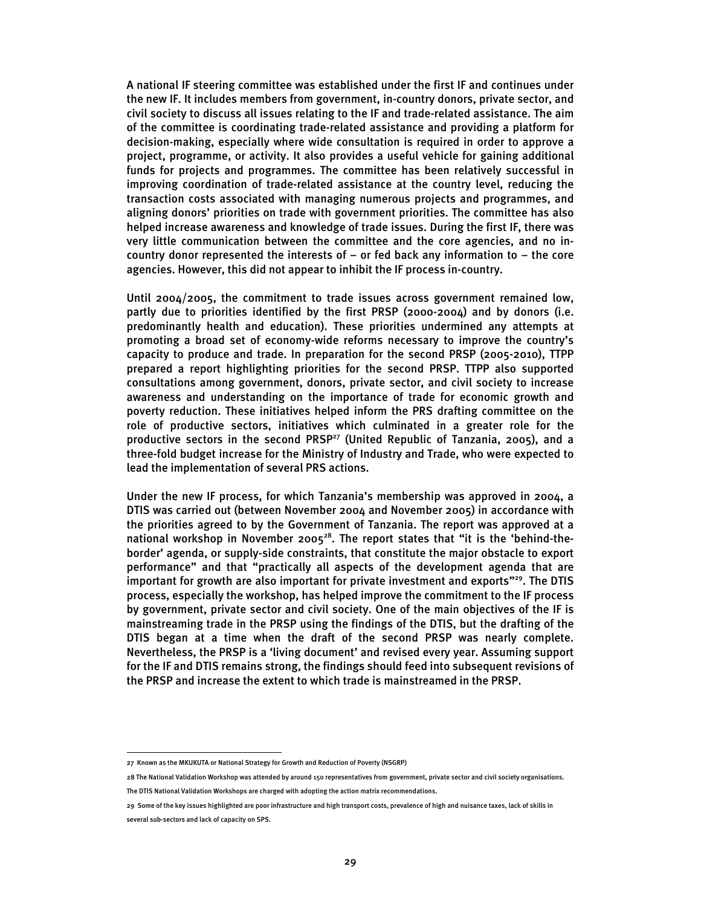A national IF steering committee was established under the first IF and continues under the new IF. It includes members from government, in-country donors, private sector, and civil society to discuss all issues relating to the IF and trade-related assistance. The aim of the committee is coordinating trade-related assistance and providing a platform for decision-making, especially where wide consultation is required in order to approve a project, programme, or activity. It also provides a useful vehicle for gaining additional funds for projects and programmes. The committee has been relatively successful in improving coordination of trade-related assistance at the country level, reducing the transaction costs associated with managing numerous projects and programmes, and aligning donors' priorities on trade with government priorities. The committee has also helped increase awareness and knowledge of trade issues. During the first IF, there was very little communication between the committee and the core agencies, and no in-country donor represented the interests of – or fed back any information to – the core agencies. However, this did not appear to inhibit the IF process in-country.

Until 2004/2005, the commitment to trade issues across government remained low, partly due to priorities identified by the first PRSP (2000-2004) and by donors (i.e. predominantly health and education). These priorities undermined any attempts at promoting a broad set of economy-wide reforms necessary to improve the country's capacity to produce and trade. In preparation for the second PRSP (2005-2010), TTPP prepared a report highlighting priorities for the second PRSP. TTPP also supported consultations among government, donors, private sector, and civil society to increase awareness and understanding on the importance of trade for economic growth and poverty reduction. These initiatives helped inform the PRS drafting committee on the role of productive sectors, initiatives which culminated in a greater role for the productive sectors in the second PRSP[27] (United Republic of Tanzania, 2005), and a three-fold budget increase for the Ministry of Industry and Trade, who were expected to lead the implementation of several PRS actions.

Under the new IF process, for which Tanzania's membership was approved in 2004, a DTIS was carried out (between November 2004 and November 2005) in accordance with the priorities agreed to by the Government of Tanzania. The report was approved at a national workshop in November 2005[28]. The report states that "it is the 'behind-the-border' agenda, or supply-side constraints, that constitute the major obstacle to export performance" and that "practically all aspects of the development agenda that are important for growth are also important for private investment and exports"[29]. The DTIS process, especially the workshop, has helped improve the commitment to the IF process by government, private sector and civil society. One of the main objectives of the IF is mainstreaming trade in the PRSP using the findings of the DTIS, but the drafting of the DTIS began at a time when the draft of the second PRSP was nearly complete. Nevertheless, the PRSP is a 'living document' and revised every year. Assuming support for the IF and DTIS remains strong, the findings should feed into subsequent revisions of the PRSP and increase the extent to which trade is mainstreamed in the PRSP.

---

27 Known as the MKUKUTA or National Strategy for Growth and Reduction of Poverty (NSGRP)

28 The National Validation Workshop was attended by around 150 representatives from government, private sector and civil society organisations. The DTIS National Validation Workshops are charged with adopting the action matrix recommendations.

29 Some of the key issues highlighted are poor infrastructure and high transport costs, prevalence of high and nuisance taxes, lack of skills in several sub-sectors and lack of capacity on SPS.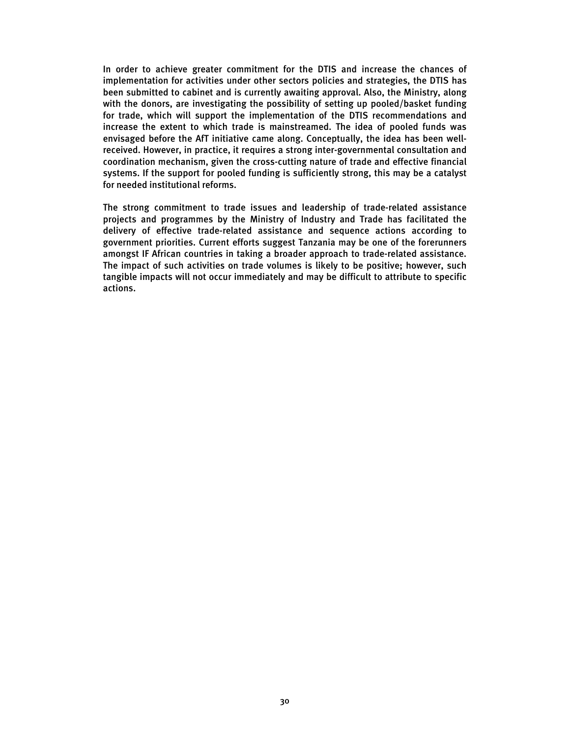In order to achieve greater commitment for the DTIS and increase the chances of implementation for activities under other sectors policies and strategies, the DTIS has been submitted to cabinet and is currently awaiting approval. Also, the Ministry, along with the donors, are investigating the possibility of setting up pooled/basket funding for trade, which will support the implementation of the DTIS recommendations and increase the extent to which trade is mainstreamed. The idea of pooled funds was envisaged before the AfT initiative came along. Conceptually, the idea has been well-received. However, in practice, it requires a strong inter-governmental consultation and coordination mechanism, given the cross-cutting nature of trade and effective financial systems. If the support for pooled funding is sufficiently strong, this may be a catalyst for needed institutional reforms.

The strong commitment to trade issues and leadership of trade-related assistance projects and programmes by the Ministry of Industry and Trade has facilitated the delivery of effective trade-related assistance and sequence actions according to government priorities. Current efforts suggest Tanzania may be one of the forerunners amongst IF African countries in taking a broader approach to trade-related assistance. The impact of such activities on trade volumes is likely to be positive; however, such tangible impacts will not occur immediately and may be difficult to attribute to specific actions.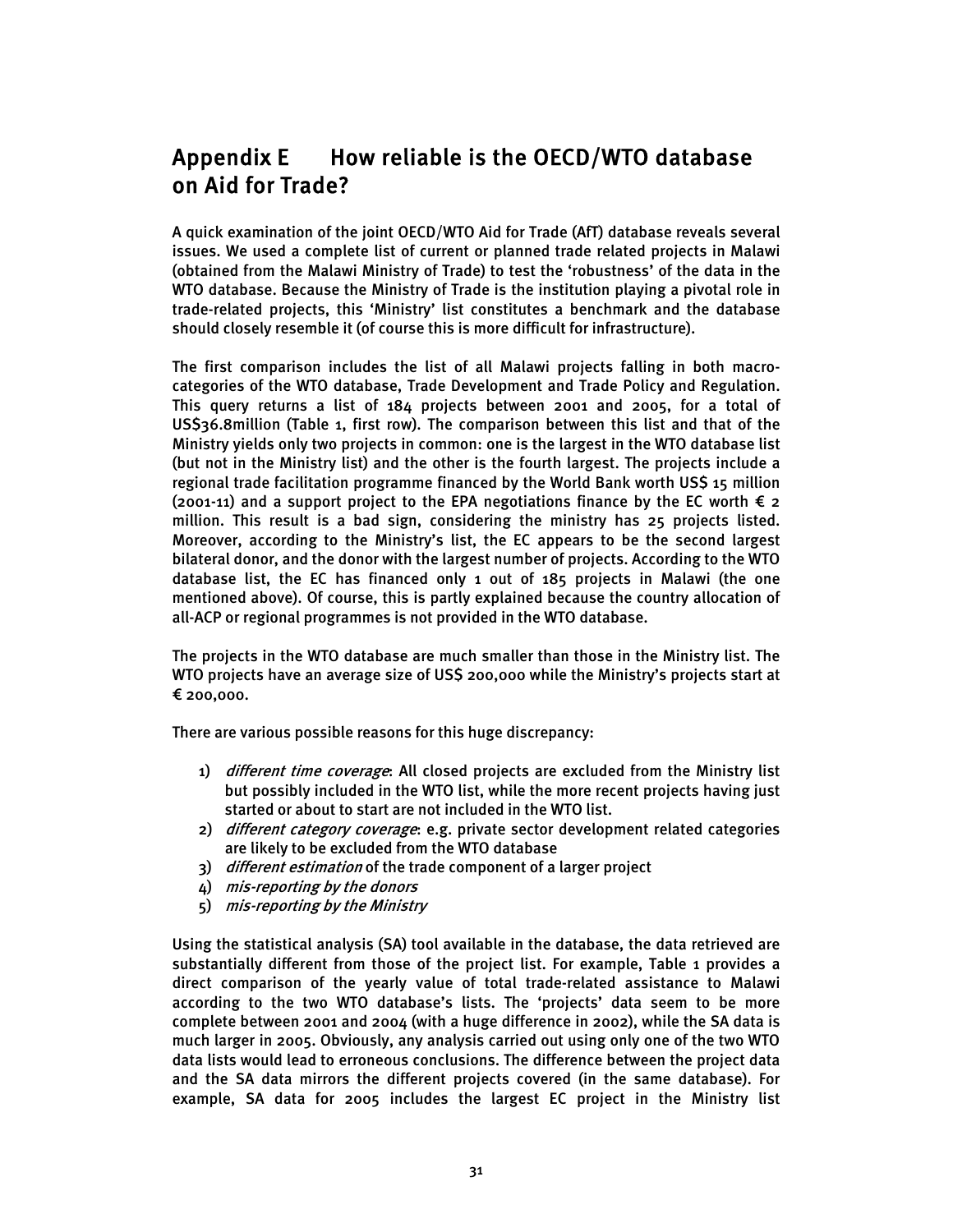# Appendix E How reliable is the OECD/WTO database on Aid for Trade?

A quick examination of the joint OECD/WTO Aid for Trade (AfT) database reveals several issues. We used a complete list of current or planned trade related projects in Malawi (obtained from the Malawi Ministry of Trade) to test the 'robustness' of the data in the WTO database. Because the Ministry of Trade is the institution playing a pivotal role in trade-related projects, this 'Ministry' list constitutes a benchmark and the database should closely resemble it (of course this is more difficult for infrastructure).

The first comparison includes the list of all Malawi projects falling in both macro-categories of the WTO database, Trade Development and Trade Policy and Regulation. This query returns a list of 184 projects between 2001 and 2005, for a total of US$36.8million (Table 1, first row). The comparison between this list and that of the Ministry yields only two projects in common: one is the largest in the WTO database list (but not in the Ministry list) and the other is the fourth largest. The projects include a regional trade facilitation programme financed by the World Bank worth US$ 15 million (2001-11) and a support project to the EPA negotiations finance by the EC worth € 2 million. This result is a bad sign, considering the ministry has 25 projects listed. Moreover, according to the Ministry's list, the EC appears to be the second largest bilateral donor, and the donor with the largest number of projects. According to the WTO database list, the EC has financed only 1 out of 185 projects in Malawi (the one mentioned above). Of course, this is partly explained because the country allocation of all-ACP or regional programmes is not provided in the WTO database.

The projects in the WTO database are much smaller than those in the Ministry list. The WTO projects have an average size of US$ 200,000 while the Ministry's projects start at € 200,000.

There are various possible reasons for this huge discrepancy:

1) *different time coverage*: All closed projects are excluded from the Ministry list but possibly included in the WTO list, while the more recent projects having just started or about to start are not included in the WTO list.
2) *different category coverage*: e.g. private sector development related categories are likely to be excluded from the WTO database
3) *different estimation* of the trade component of a larger project
4) *mis-reporting by the donors*
5) *mis-reporting by the Ministry*

Using the statistical analysis (SA) tool available in the database, the data retrieved are substantially different from those of the project list. For example, Table 1 provides a direct comparison of the yearly value of total trade-related assistance to Malawi according to the two WTO database's lists. The 'projects' data seem to be more complete between 2001 and 2004 (with a huge difference in 2002), while the SA data is much larger in 2005. Obviously, any analysis carried out using only one of the two WTO data lists would lead to erroneous conclusions. The difference between the project data and the SA data mirrors the different projects covered (in the same database). For example, SA data for 2005 includes the largest EC project in the Ministry list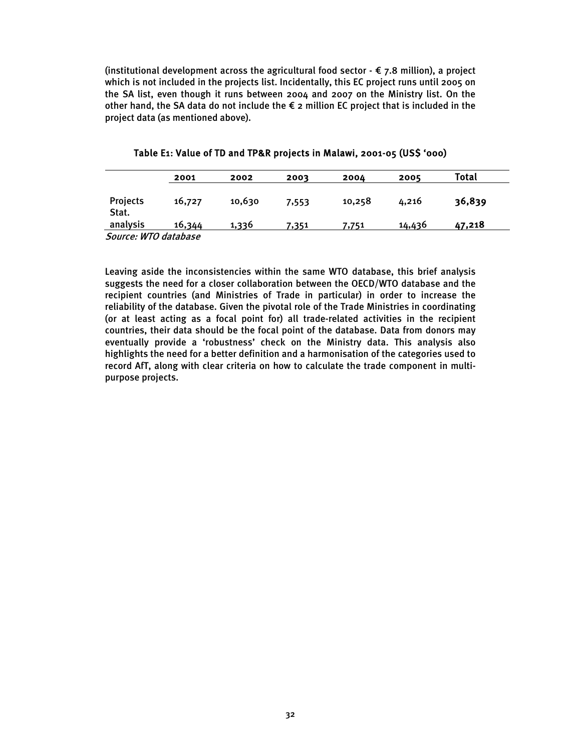(institutional development across the agricultural food sector - € 7.8 million), a project which is not included in the projects list. Incidentally, this EC project runs until 2005 on the SA list, even though it runs between 2004 and 2007 on the Ministry list. On the other hand, the SA data do not include the € 2 million EC project that is included in the project data (as mentioned above).

**Table E1: Value of TD and TP&R projects in Malawi, 2001-05 (US$ '000)**

| | 2001 | 2002 | 2003 | 2004 | 2005 | Total |
|---|---|---|---|---|---|---|
| Projects | 16,727 | 10,630 | 7,553 | 10,258 | 4,216 | **36,839** |
| Stat. analysis | 16,344 | 1,336 | 7,351 | 7,751 | 14,436 | **47,218** |

*Source: WTO database*

Leaving aside the inconsistencies within the same WTO database, this brief analysis suggests the need for a closer collaboration between the OECD/WTO database and the recipient countries (and Ministries of Trade in particular) in order to increase the reliability of the database. Given the pivotal role of the Trade Ministries in coordinating (or at least acting as a focal point for) all trade-related activities in the recipient countries, their data should be the focal point of the database. Data from donors may eventually provide a 'robustness' check on the Ministry data. This analysis also highlights the need for a better definition and a harmonisation of the categories used to record AfT, along with clear criteria on how to calculate the trade component in multi-purpose projects.